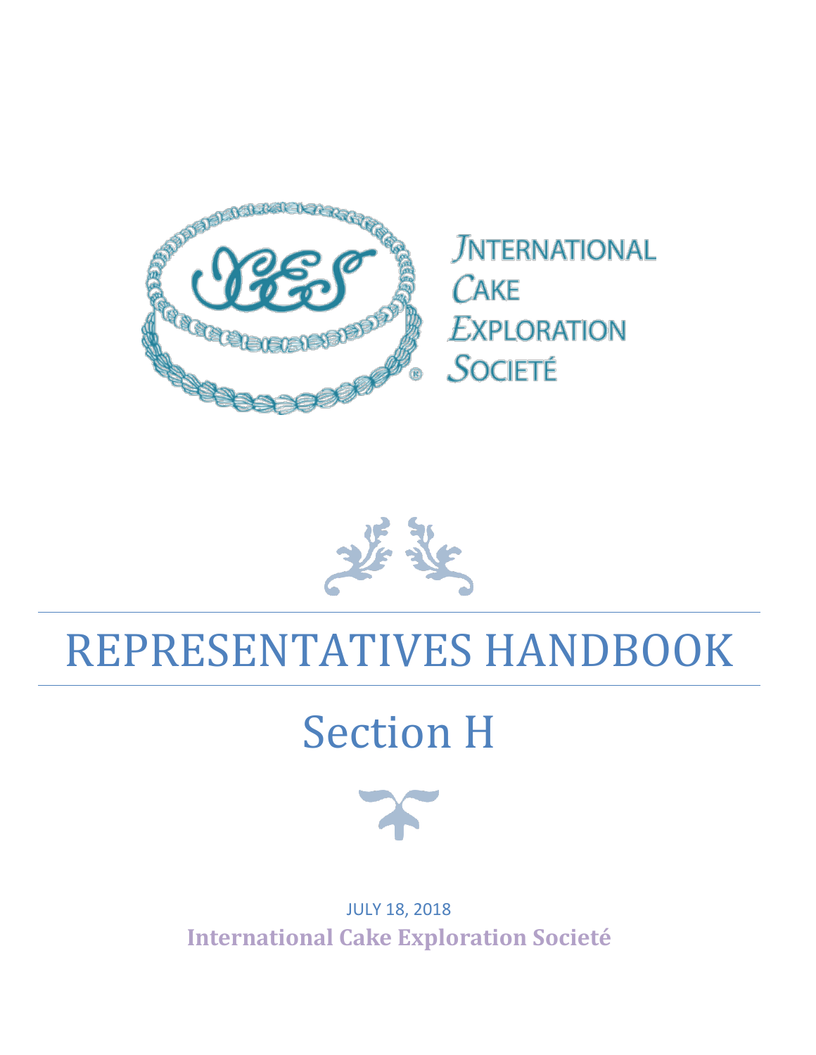INTERNATIONAL
CAKE
EXPLORATION
SOCIETÉ

# REPRESENTATIVES HANDBOOK

# Section H

JULY 18, 2018

**International Cake Exploration Societé**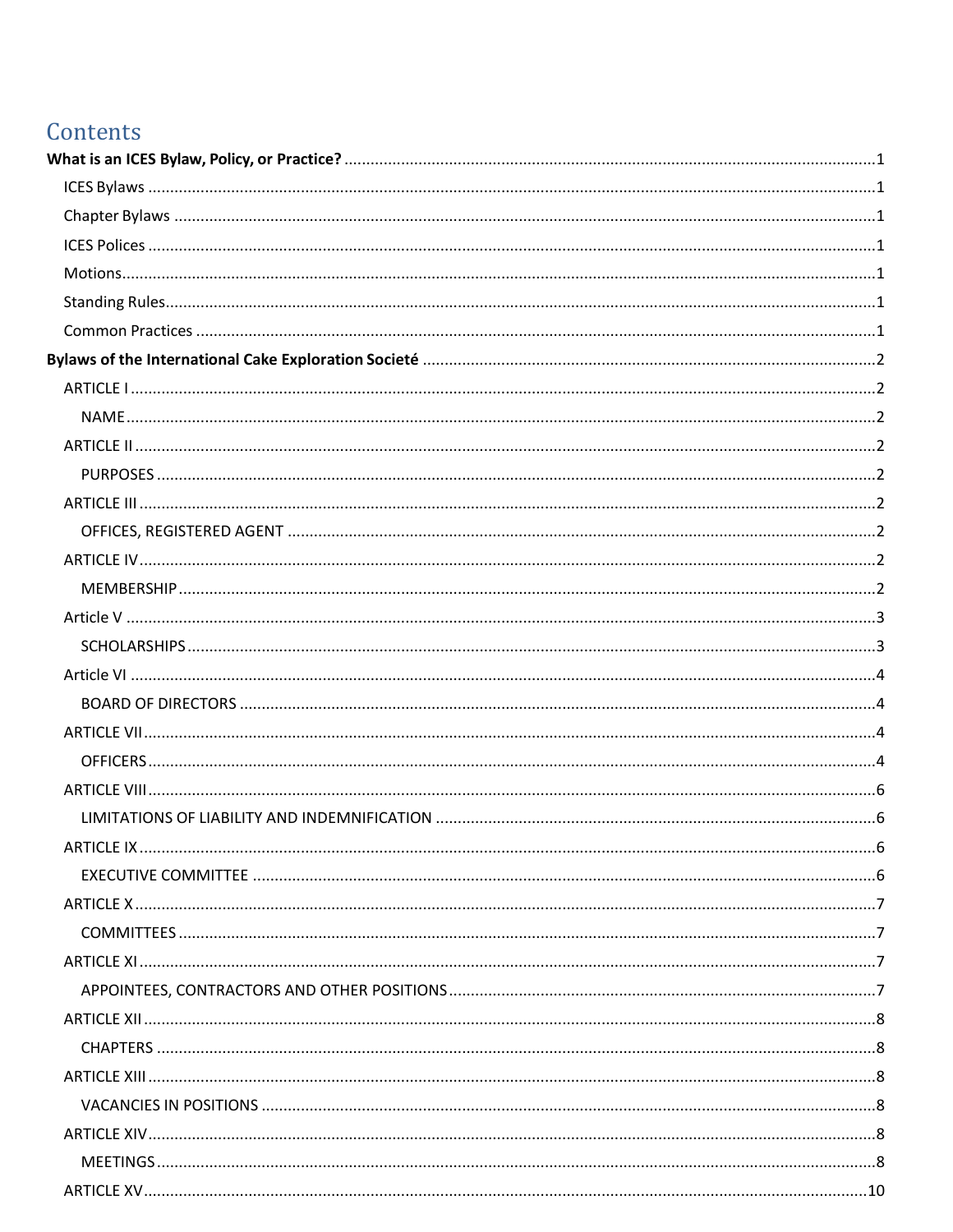# Contents

**What is an ICES Bylaw, Policy, or Practice?** ........ 1

- ICES Bylaws ........ 1
- Chapter Bylaws ........ 1
- ICES Polices ........ 1
- Motions ........ 1
- Standing Rules ........ 1
- Common Practices ........ 1

**Bylaws of the International Cake Exploration Societé** ........ 2

- ARTICLE I ........ 2
  - NAME ........ 2
- ARTICLE II ........ 2
  - PURPOSES ........ 2
- ARTICLE III ........ 2
  - OFFICES, REGISTERED AGENT ........ 2
- ARTICLE IV ........ 2
  - MEMBERSHIP ........ 2
- Article V ........ 3
  - SCHOLARSHIPS ........ 3
- Article VI ........ 4
  - BOARD OF DIRECTORS ........ 4
- ARTICLE VII ........ 4
  - OFFICERS ........ 4
- ARTICLE VIII ........ 6
  - LIMITATIONS OF LIABILITY AND INDEMNIFICATION ........ 6
- ARTICLE IX ........ 6
  - EXECUTIVE COMMITTEE ........ 6
- ARTICLE X ........ 7
  - COMMITTEES ........ 7
- ARTICLE XI ........ 7
  - APPOINTEES, CONTRACTORS AND OTHER POSITIONS ........ 7
- ARTICLE XII ........ 8
  - CHAPTERS ........ 8
- ARTICLE XIII ........ 8
  - VACANCIES IN POSITIONS ........ 8
- ARTICLE XIV ........ 8
  - MEETINGS ........ 8
- ARTICLE XV ........ 10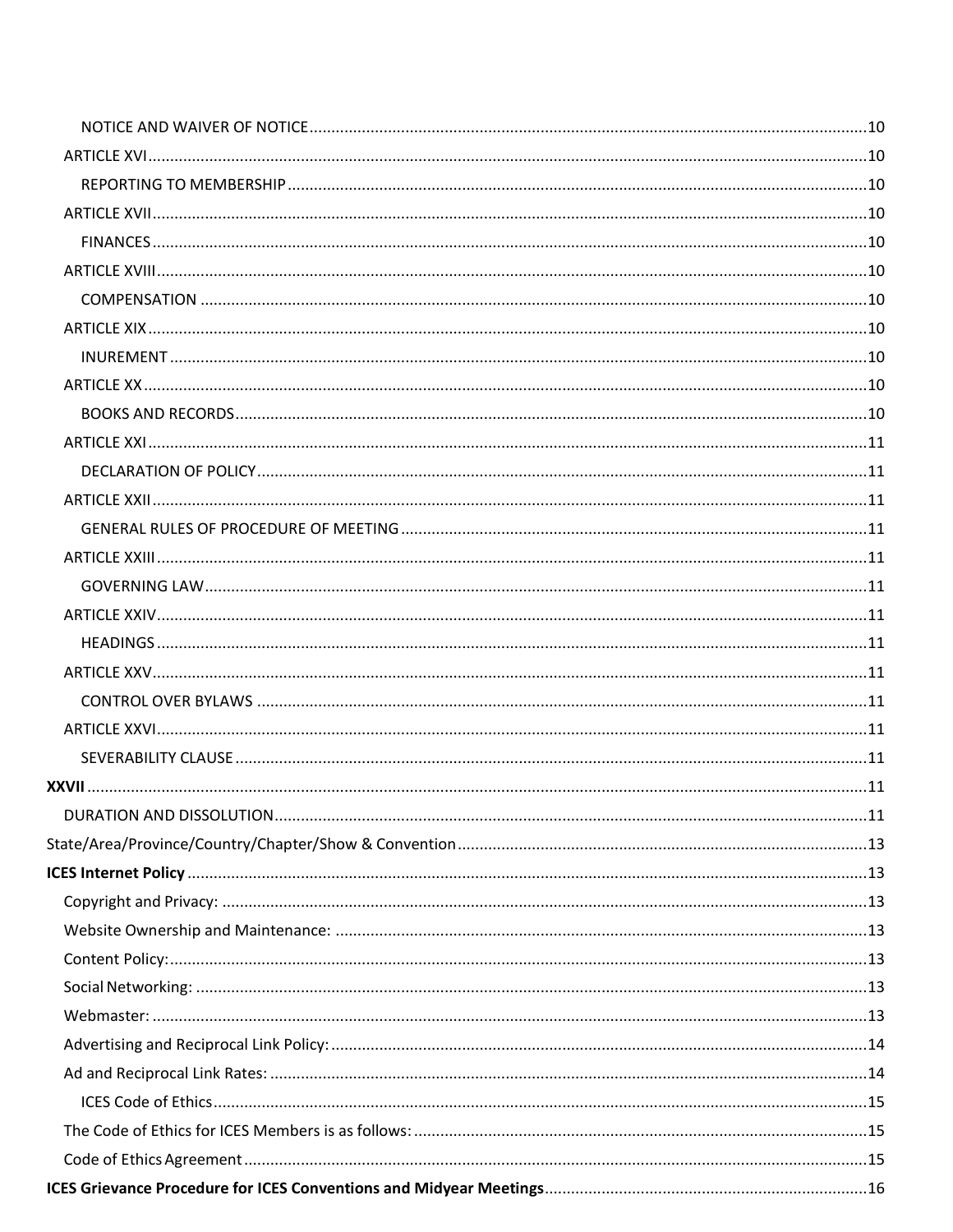NOTICE AND WAIVER OF NOTICE ........ 10

ARTICLE XVI ........ 10

REPORTING TO MEMBERSHIP ........ 10

ARTICLE XVII ........ 10

FINANCES ........ 10

ARTICLE XVIII ........ 10

COMPENSATION ........ 10

ARTICLE XIX ........ 10

INUREMENT ........ 10

ARTICLE XX ........ 10

BOOKS AND RECORDS ........ 10

ARTICLE XXI ........ 11

DECLARATION OF POLICY ........ 11

ARTICLE XXII ........ 11

GENERAL RULES OF PROCEDURE OF MEETING ........ 11

ARTICLE XXIII ........ 11

GOVERNING LAW ........ 11

ARTICLE XXIV ........ 11

HEADINGS ........ 11

ARTICLE XXV ........ 11

CONTROL OVER BYLAWS ........ 11

ARTICLE XXVI ........ 11

SEVERABILITY CLAUSE ........ 11

**XXVII** ........ 11

DURATION AND DISSOLUTION ........ 11

State/Area/Province/Country/Chapter/Show & Convention ........ 13

**ICES Internet Policy** ........ 13

Copyright and Privacy: ........ 13

Website Ownership and Maintenance: ........ 13

Content Policy: ........ 13

Social Networking: ........ 13

Webmaster: ........ 13

Advertising and Reciprocal Link Policy: ........ 14

Ad and Reciprocal Link Rates: ........ 14

ICES Code of Ethics ........ 15

The Code of Ethics for ICES Members is as follows: ........ 15

Code of Ethics Agreement ........ 15

**ICES Grievance Procedure for ICES Conventions and Midyear Meetings** ........ 16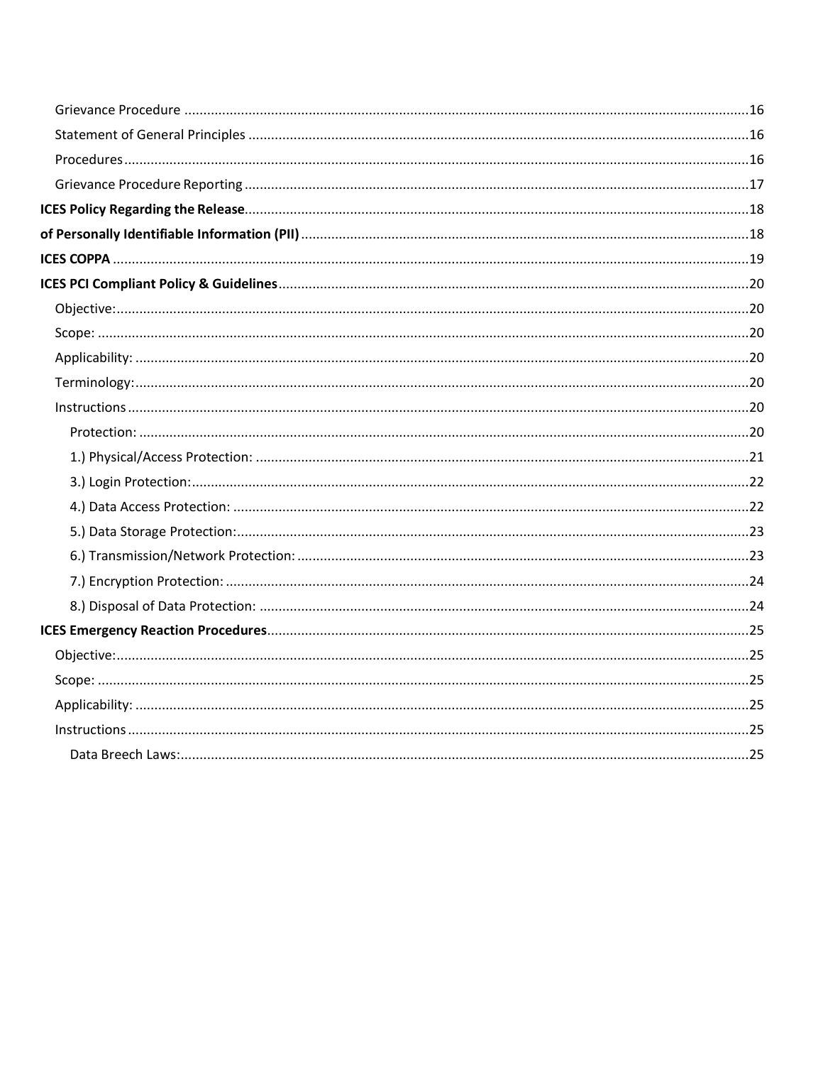Grievance Procedure ....................................................................................................................................16

Statement of General Principles ....................................................................................................................16

Procedures ....................................................................................................................................................16

Grievance Procedure Reporting ....................................................................................................................17

**ICES Policy Regarding the Release** ......................................................................................................................18

**of Personally Identifiable Information (PII)** ........................................................................................................18

**ICES COPPA** ........................................................................................................................................................19

**ICES PCI Compliant Policy & Guidelines** ............................................................................................................20

Objective: ......................................................................................................................................................20

Scope: ...........................................................................................................................................................20

Applicability: .................................................................................................................................................20

Terminology: .................................................................................................................................................20

Instructions ...................................................................................................................................................20

Protection: .................................................................................................................................................20

1.) Physical/Access Protection: ..................................................................................................................21

3.) Login Protection: ...................................................................................................................................22

4.) Data Access Protection: ........................................................................................................................22

5.) Data Storage Protection: .......................................................................................................................23

6.) Transmission/Network Protection: .......................................................................................................23

7.) Encryption Protection: ..........................................................................................................................24

8.) Disposal of Data Protection: .................................................................................................................24

**ICES Emergency Reaction Procedures** ...............................................................................................................25

Objective: ......................................................................................................................................................25

Scope: ...........................................................................................................................................................25

Applicability: .................................................................................................................................................25

Instructions ...................................................................................................................................................25

Data Breech Laws: .....................................................................................................................................25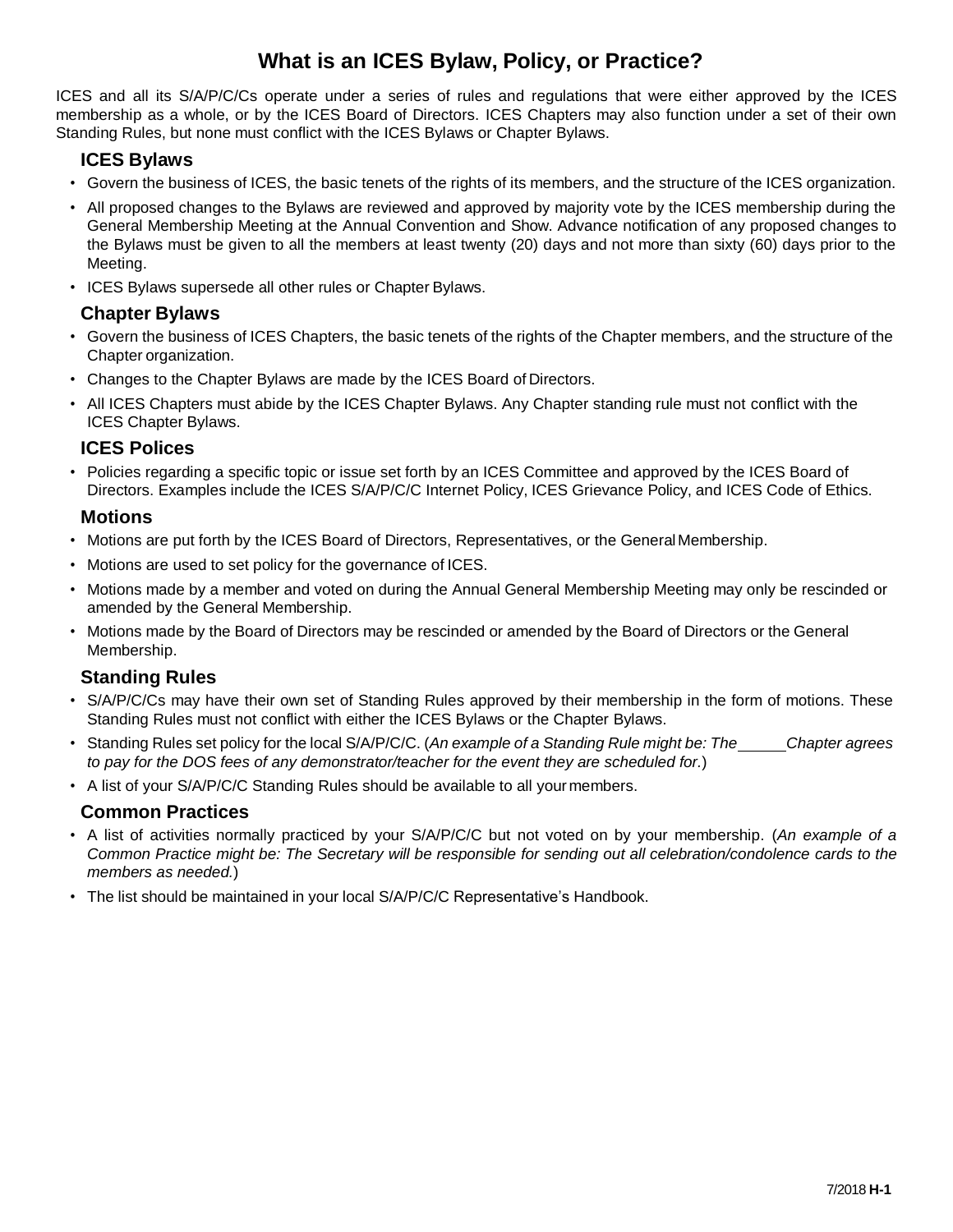# What is an ICES Bylaw, Policy, or Practice?

ICES and all its S/A/P/C/Cs operate under a series of rules and regulations that were either approved by the ICES membership as a whole, or by the ICES Board of Directors. ICES Chapters may also function under a set of their own Standing Rules, but none must conflict with the ICES Bylaws or Chapter Bylaws.

## ICES Bylaws

- Govern the business of ICES, the basic tenets of the rights of its members, and the structure of the ICES organization.
- All proposed changes to the Bylaws are reviewed and approved by majority vote by the ICES membership during the General Membership Meeting at the Annual Convention and Show. Advance notification of any proposed changes to the Bylaws must be given to all the members at least twenty (20) days and not more than sixty (60) days prior to the Meeting.
- ICES Bylaws supersede all other rules or Chapter Bylaws.

## Chapter Bylaws

- Govern the business of ICES Chapters, the basic tenets of the rights of the Chapter members, and the structure of the Chapter organization.
- Changes to the Chapter Bylaws are made by the ICES Board of Directors.
- All ICES Chapters must abide by the ICES Chapter Bylaws. Any Chapter standing rule must not conflict with the ICES Chapter Bylaws.

## ICES Polices

- Policies regarding a specific topic or issue set forth by an ICES Committee and approved by the ICES Board of Directors. Examples include the ICES S/A/P/C/C Internet Policy, ICES Grievance Policy, and ICES Code of Ethics.

## Motions

- Motions are put forth by the ICES Board of Directors, Representatives, or the General Membership.
- Motions are used to set policy for the governance of ICES.
- Motions made by a member and voted on during the Annual General Membership Meeting may only be rescinded or amended by the General Membership.
- Motions made by the Board of Directors may be rescinded or amended by the Board of Directors or the General Membership.

## Standing Rules

- S/A/P/C/Cs may have their own set of Standing Rules approved by their membership in the form of motions. These Standing Rules must not conflict with either the ICES Bylaws or the Chapter Bylaws.
- Standing Rules set policy for the local S/A/P/C/C. (*An example of a Standing Rule might be: The \_\_\_\_\_ Chapter agrees to pay for the DOS fees of any demonstrator/teacher for the event they are scheduled for.*)
- A list of your S/A/P/C/C Standing Rules should be available to all your members.

## Common Practices

- A list of activities normally practiced by your S/A/P/C/C but not voted on by your membership. (*An example of a Common Practice might be: The Secretary will be responsible for sending out all celebration/condolence cards to the members as needed.*)
- The list should be maintained in your local S/A/P/C/C Representative's Handbook.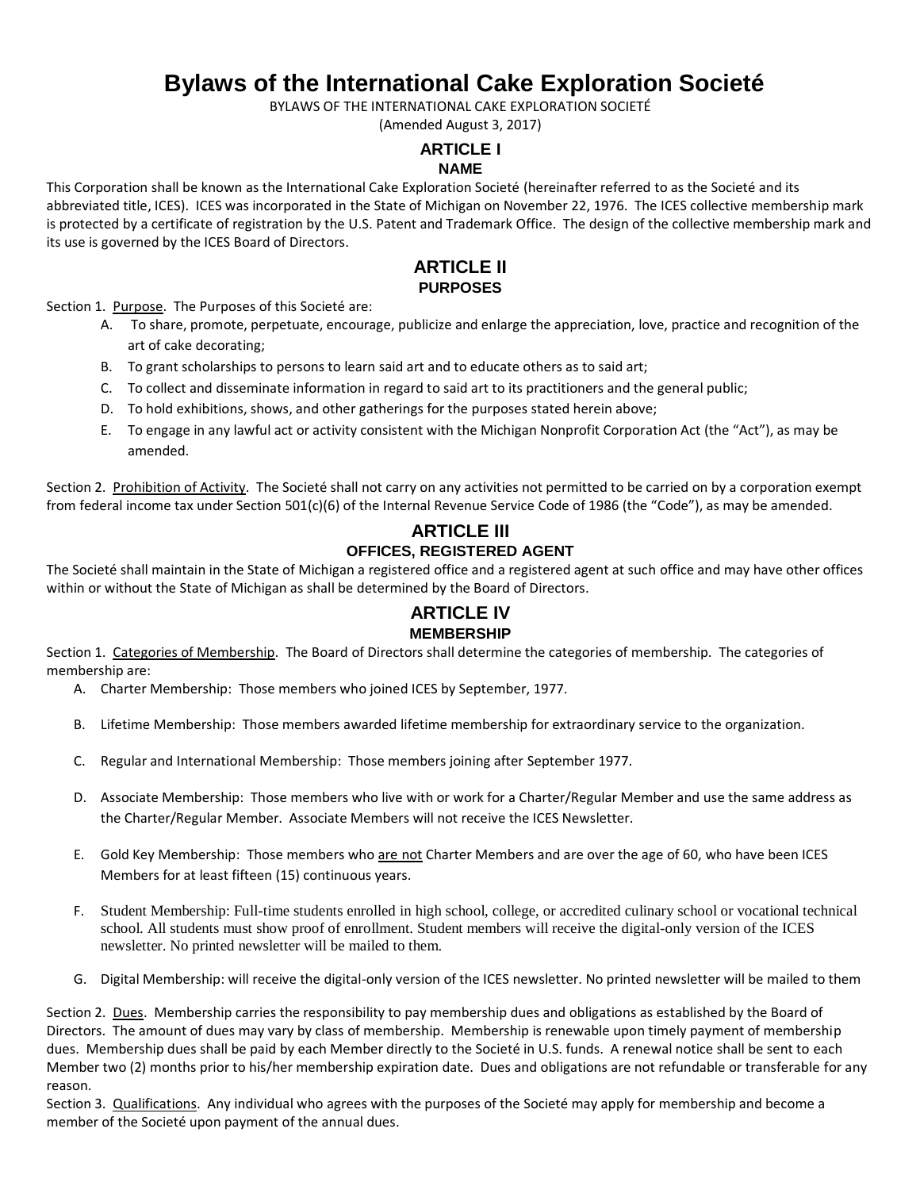# Bylaws of the International Cake Exploration Societé

BYLAWS OF THE INTERNATIONAL CAKE EXPLORATION SOCIETÉ

(Amended August 3, 2017)

## ARTICLE I
### NAME

This Corporation shall be known as the International Cake Exploration Societé (hereinafter referred to as the Societé and its abbreviated title, ICES). ICES was incorporated in the State of Michigan on November 22, 1976. The ICES collective membership mark is protected by a certificate of registration by the U.S. Patent and Trademark Office. The design of the collective membership mark and its use is governed by the ICES Board of Directors.

## ARTICLE II
### PURPOSES

Section 1. Purpose. The Purposes of this Societé are:

A. To share, promote, perpetuate, encourage, publicize and enlarge the appreciation, love, practice and recognition of the art of cake decorating;

B. To grant scholarships to persons to learn said art and to educate others as to said art;

C. To collect and disseminate information in regard to said art to its practitioners and the general public;

D. To hold exhibitions, shows, and other gatherings for the purposes stated herein above;

E. To engage in any lawful act or activity consistent with the Michigan Nonprofit Corporation Act (the "Act"), as may be amended.

Section 2. Prohibition of Activity. The Societé shall not carry on any activities not permitted to be carried on by a corporation exempt from federal income tax under Section 501(c)(6) of the Internal Revenue Service Code of 1986 (the "Code"), as may be amended.

## ARTICLE III
### OFFICES, REGISTERED AGENT

The Societé shall maintain in the State of Michigan a registered office and a registered agent at such office and may have other offices within or without the State of Michigan as shall be determined by the Board of Directors.

## ARTICLE IV
### MEMBERSHIP

Section 1. Categories of Membership. The Board of Directors shall determine the categories of membership. The categories of membership are:

A. Charter Membership: Those members who joined ICES by September, 1977.

B. Lifetime Membership: Those members awarded lifetime membership for extraordinary service to the organization.

C. Regular and International Membership: Those members joining after September 1977.

D. Associate Membership: Those members who live with or work for a Charter/Regular Member and use the same address as the Charter/Regular Member. Associate Members will not receive the ICES Newsletter.

E. Gold Key Membership: Those members who are not Charter Members and are over the age of 60, who have been ICES Members for at least fifteen (15) continuous years.

F. Student Membership: Full-time students enrolled in high school, college, or accredited culinary school or vocational technical school. All students must show proof of enrollment. Student members will receive the digital-only version of the ICES newsletter. No printed newsletter will be mailed to them.

G. Digital Membership: will receive the digital-only version of the ICES newsletter. No printed newsletter will be mailed to them

Section 2. Dues. Membership carries the responsibility to pay membership dues and obligations as established by the Board of Directors. The amount of dues may vary by class of membership. Membership is renewable upon timely payment of membership dues. Membership dues shall be paid by each Member directly to the Societé in U.S. funds. A renewal notice shall be sent to each Member two (2) months prior to his/her membership expiration date. Dues and obligations are not refundable or transferable for any reason.

Section 3. Qualifications. Any individual who agrees with the purposes of the Societé may apply for membership and become a member of the Societé upon payment of the annual dues.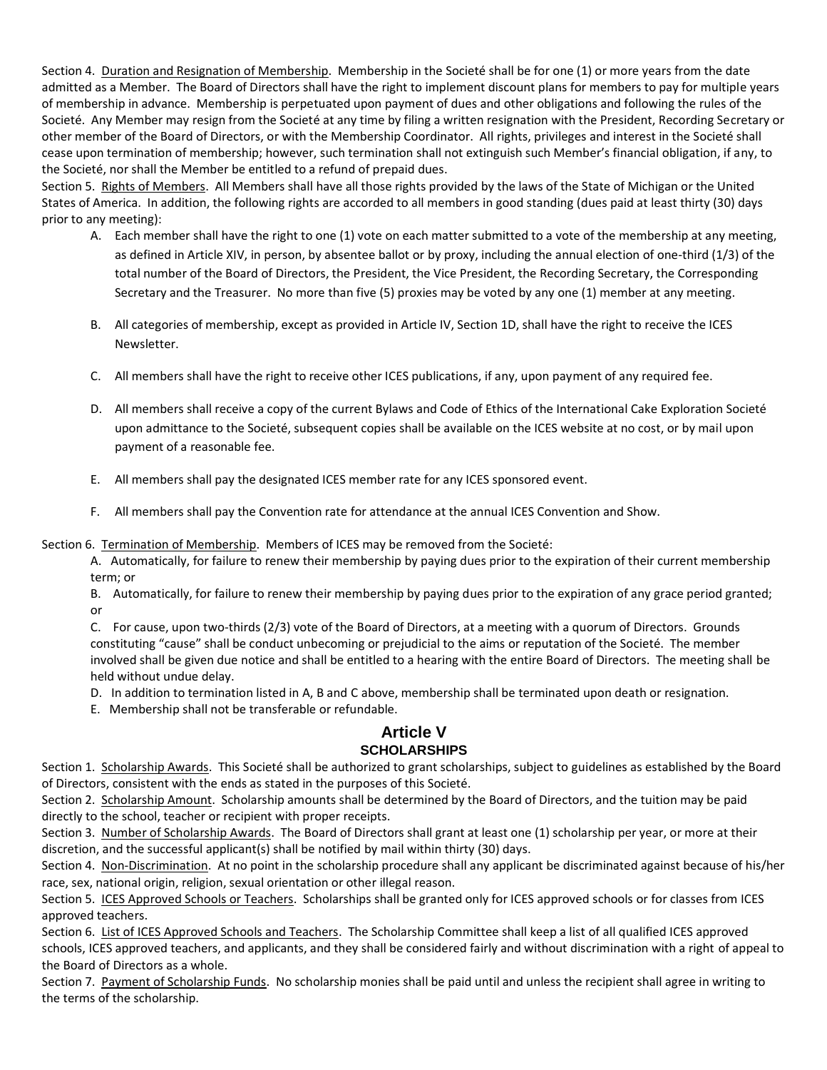Section 4. Duration and Resignation of Membership. Membership in the Societé shall be for one (1) or more years from the date admitted as a Member. The Board of Directors shall have the right to implement discount plans for members to pay for multiple years of membership in advance. Membership is perpetuated upon payment of dues and other obligations and following the rules of the Societé. Any Member may resign from the Societé at any time by filing a written resignation with the President, Recording Secretary or other member of the Board of Directors, or with the Membership Coordinator. All rights, privileges and interest in the Societé shall cease upon termination of membership; however, such termination shall not extinguish such Member's financial obligation, if any, to the Societé, nor shall the Member be entitled to a refund of prepaid dues.

Section 5. Rights of Members. All Members shall have all those rights provided by the laws of the State of Michigan or the United States of America. In addition, the following rights are accorded to all members in good standing (dues paid at least thirty (30) days prior to any meeting):

A. Each member shall have the right to one (1) vote on each matter submitted to a vote of the membership at any meeting, as defined in Article XIV, in person, by absentee ballot or by proxy, including the annual election of one-third (1/3) of the total number of the Board of Directors, the President, the Vice President, the Recording Secretary, the Corresponding Secretary and the Treasurer. No more than five (5) proxies may be voted by any one (1) member at any meeting.

B. All categories of membership, except as provided in Article IV, Section 1D, shall have the right to receive the ICES Newsletter.

C. All members shall have the right to receive other ICES publications, if any, upon payment of any required fee.

D. All members shall receive a copy of the current Bylaws and Code of Ethics of the International Cake Exploration Societé upon admittance to the Societé, subsequent copies shall be available on the ICES website at no cost, or by mail upon payment of a reasonable fee.

E. All members shall pay the designated ICES member rate for any ICES sponsored event.

F. All members shall pay the Convention rate for attendance at the annual ICES Convention and Show.

Section 6. Termination of Membership. Members of ICES may be removed from the Societé:

A. Automatically, for failure to renew their membership by paying dues prior to the expiration of their current membership term; or

B. Automatically, for failure to renew their membership by paying dues prior to the expiration of any grace period granted; or

C. For cause, upon two-thirds (2/3) vote of the Board of Directors, at a meeting with a quorum of Directors. Grounds constituting "cause" shall be conduct unbecoming or prejudicial to the aims or reputation of the Societé. The member involved shall be given due notice and shall be entitled to a hearing with the entire Board of Directors. The meeting shall be held without undue delay.

D. In addition to termination listed in A, B and C above, membership shall be terminated upon death or resignation.

E. Membership shall not be transferable or refundable.

## Article V
### SCHOLARSHIPS

Section 1. Scholarship Awards. This Societé shall be authorized to grant scholarships, subject to guidelines as established by the Board of Directors, consistent with the ends as stated in the purposes of this Societé.

Section 2. Scholarship Amount. Scholarship amounts shall be determined by the Board of Directors, and the tuition may be paid directly to the school, teacher or recipient with proper receipts.

Section 3. Number of Scholarship Awards. The Board of Directors shall grant at least one (1) scholarship per year, or more at their discretion, and the successful applicant(s) shall be notified by mail within thirty (30) days.

Section 4. Non-Discrimination. At no point in the scholarship procedure shall any applicant be discriminated against because of his/her race, sex, national origin, religion, sexual orientation or other illegal reason.

Section 5. ICES Approved Schools or Teachers. Scholarships shall be granted only for ICES approved schools or for classes from ICES approved teachers.

Section 6. List of ICES Approved Schools and Teachers. The Scholarship Committee shall keep a list of all qualified ICES approved schools, ICES approved teachers, and applicants, and they shall be considered fairly and without discrimination with a right of appeal to the Board of Directors as a whole.

Section 7. Payment of Scholarship Funds. No scholarship monies shall be paid until and unless the recipient shall agree in writing to the terms of the scholarship.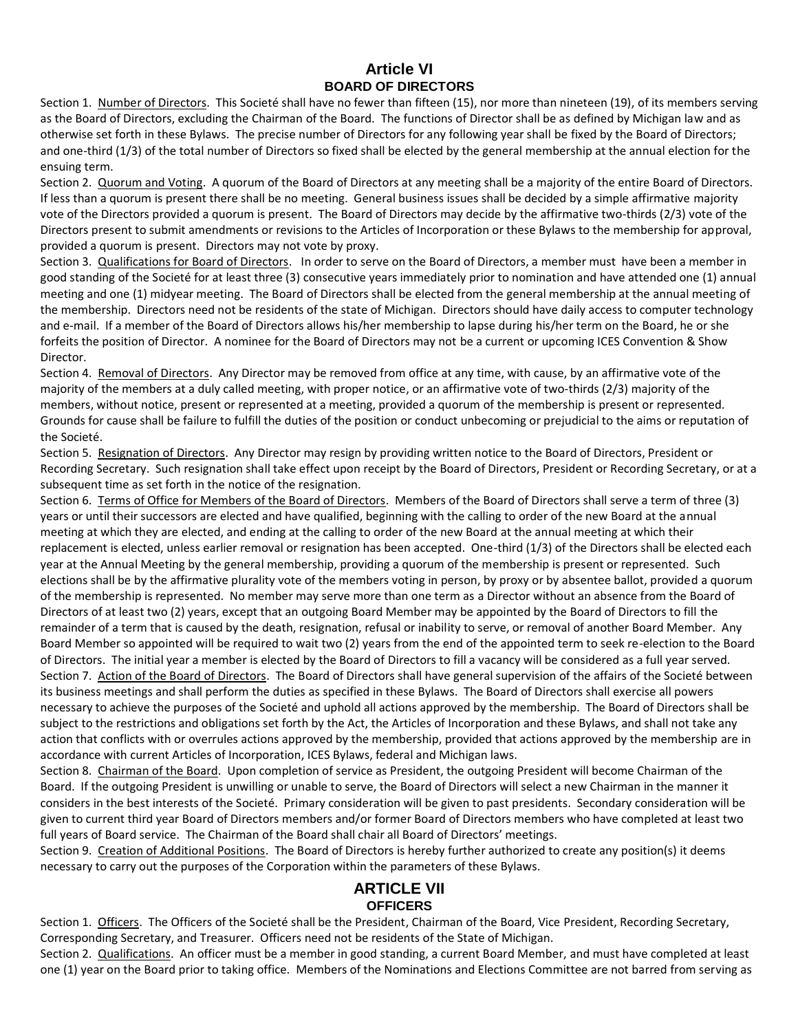## Article VI
### BOARD OF DIRECTORS

Section 1. Number of Directors. This Societé shall have no fewer than fifteen (15), nor more than nineteen (19), of its members serving as the Board of Directors, excluding the Chairman of the Board. The functions of Director shall be as defined by Michigan law and as otherwise set forth in these Bylaws. The precise number of Directors for any following year shall be fixed by the Board of Directors; and one-third (1/3) of the total number of Directors so fixed shall be elected by the general membership at the annual election for the ensuing term.

Section 2. Quorum and Voting. A quorum of the Board of Directors at any meeting shall be a majority of the entire Board of Directors. If less than a quorum is present there shall be no meeting. General business issues shall be decided by a simple affirmative majority vote of the Directors provided a quorum is present. The Board of Directors may decide by the affirmative two-thirds (2/3) vote of the Directors present to submit amendments or revisions to the Articles of Incorporation or these Bylaws to the membership for approval, provided a quorum is present. Directors may not vote by proxy.

Section 3. Qualifications for Board of Directors. In order to serve on the Board of Directors, a member must have been a member in good standing of the Societé for at least three (3) consecutive years immediately prior to nomination and have attended one (1) annual meeting and one (1) midyear meeting. The Board of Directors shall be elected from the general membership at the annual meeting of the membership. Directors need not be residents of the state of Michigan. Directors should have daily access to computer technology and e-mail. If a member of the Board of Directors allows his/her membership to lapse during his/her term on the Board, he or she forfeits the position of Director. A nominee for the Board of Directors may not be a current or upcoming ICES Convention & Show Director.

Section 4. Removal of Directors. Any Director may be removed from office at any time, with cause, by an affirmative vote of the majority of the members at a duly called meeting, with proper notice, or an affirmative vote of two-thirds (2/3) majority of the members, without notice, present or represented at a meeting, provided a quorum of the membership is present or represented. Grounds for cause shall be failure to fulfill the duties of the position or conduct unbecoming or prejudicial to the aims or reputation of the Societé.

Section 5. Resignation of Directors. Any Director may resign by providing written notice to the Board of Directors, President or Recording Secretary. Such resignation shall take effect upon receipt by the Board of Directors, President or Recording Secretary, or at a subsequent time as set forth in the notice of the resignation.

Section 6. Terms of Office for Members of the Board of Directors. Members of the Board of Directors shall serve a term of three (3) years or until their successors are elected and have qualified, beginning with the calling to order of the new Board at the annual meeting at which they are elected, and ending at the calling to order of the new Board at the annual meeting at which their replacement is elected, unless earlier removal or resignation has been accepted. One-third (1/3) of the Directors shall be elected each year at the Annual Meeting by the general membership, providing a quorum of the membership is present or represented. Such elections shall be by the affirmative plurality vote of the members voting in person, by proxy or by absentee ballot, provided a quorum of the membership is represented. No member may serve more than one term as a Director without an absence from the Board of Directors of at least two (2) years, except that an outgoing Board Member may be appointed by the Board of Directors to fill the remainder of a term that is caused by the death, resignation, refusal or inability to serve, or removal of another Board Member. Any Board Member so appointed will be required to wait two (2) years from the end of the appointed term to seek re-election to the Board of Directors. The initial year a member is elected by the Board of Directors to fill a vacancy will be considered as a full year served.

Section 7. Action of the Board of Directors. The Board of Directors shall have general supervision of the affairs of the Societé between its business meetings and shall perform the duties as specified in these Bylaws. The Board of Directors shall exercise all powers necessary to achieve the purposes of the Societé and uphold all actions approved by the membership. The Board of Directors shall be subject to the restrictions and obligations set forth by the Act, the Articles of Incorporation and these Bylaws, and shall not take any action that conflicts with or overrules actions approved by the membership, provided that actions approved by the membership are in accordance with current Articles of Incorporation, ICES Bylaws, federal and Michigan laws.

Section 8. Chairman of the Board. Upon completion of service as President, the outgoing President will become Chairman of the Board. If the outgoing President is unwilling or unable to serve, the Board of Directors will select a new Chairman in the manner it considers in the best interests of the Societé. Primary consideration will be given to past presidents. Secondary consideration will be given to current third year Board of Directors members and/or former Board of Directors members who have completed at least two full years of Board service. The Chairman of the Board shall chair all Board of Directors' meetings.

Section 9. Creation of Additional Positions. The Board of Directors is hereby further authorized to create any position(s) it deems necessary to carry out the purposes of the Corporation within the parameters of these Bylaws.

## ARTICLE VII
### OFFICERS

Section 1. Officers. The Officers of the Societé shall be the President, Chairman of the Board, Vice President, Recording Secretary, Corresponding Secretary, and Treasurer. Officers need not be residents of the State of Michigan.

Section 2. Qualifications. An officer must be a member in good standing, a current Board Member, and must have completed at least one (1) year on the Board prior to taking office. Members of the Nominations and Elections Committee are not barred from serving as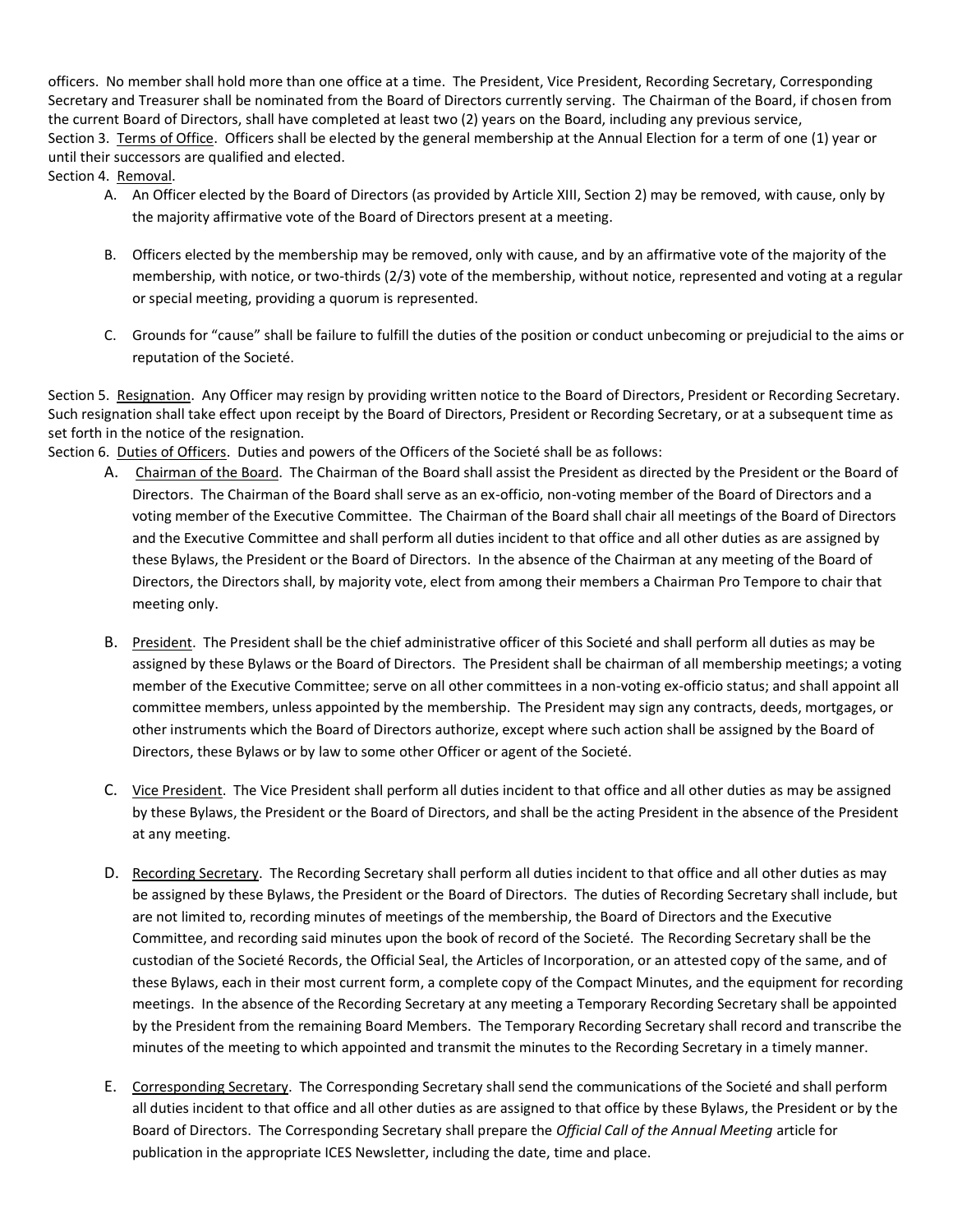officers. No member shall hold more than one office at a time. The President, Vice President, Recording Secretary, Corresponding Secretary and Treasurer shall be nominated from the Board of Directors currently serving. The Chairman of the Board, if chosen from the current Board of Directors, shall have completed at least two (2) years on the Board, including any previous service,

Section 3. <u>Terms of Office</u>. Officers shall be elected by the general membership at the Annual Election for a term of one (1) year or until their successors are qualified and elected.

Section 4. <u>Removal</u>.

A. An Officer elected by the Board of Directors (as provided by Article XIII, Section 2) may be removed, with cause, only by the majority affirmative vote of the Board of Directors present at a meeting.

B. Officers elected by the membership may be removed, only with cause, and by an affirmative vote of the majority of the membership, with notice, or two-thirds (2/3) vote of the membership, without notice, represented and voting at a regular or special meeting, providing a quorum is represented.

C. Grounds for "cause" shall be failure to fulfill the duties of the position or conduct unbecoming or prejudicial to the aims or reputation of the Societé.

Section 5. <u>Resignation</u>. Any Officer may resign by providing written notice to the Board of Directors, President or Recording Secretary. Such resignation shall take effect upon receipt by the Board of Directors, President or Recording Secretary, or at a subsequent time as set forth in the notice of the resignation.

Section 6. <u>Duties of Officers</u>. Duties and powers of the Officers of the Societé shall be as follows:

A. <u>Chairman of the Board</u>. The Chairman of the Board shall assist the President as directed by the President or the Board of Directors. The Chairman of the Board shall serve as an ex-officio, non-voting member of the Board of Directors and a voting member of the Executive Committee. The Chairman of the Board shall chair all meetings of the Board of Directors and the Executive Committee and shall perform all duties incident to that office and all other duties as are assigned by these Bylaws, the President or the Board of Directors. In the absence of the Chairman at any meeting of the Board of Directors, the Directors shall, by majority vote, elect from among their members a Chairman Pro Tempore to chair that meeting only.

B. <u>President</u>. The President shall be the chief administrative officer of this Societé and shall perform all duties as may be assigned by these Bylaws or the Board of Directors. The President shall be chairman of all membership meetings; a voting member of the Executive Committee; serve on all other committees in a non-voting ex-officio status; and shall appoint all committee members, unless appointed by the membership. The President may sign any contracts, deeds, mortgages, or other instruments which the Board of Directors authorize, except where such action shall be assigned by the Board of Directors, these Bylaws or by law to some other Officer or agent of the Societé.

C. <u>Vice President</u>. The Vice President shall perform all duties incident to that office and all other duties as may be assigned by these Bylaws, the President or the Board of Directors, and shall be the acting President in the absence of the President at any meeting.

D. <u>Recording Secretary</u>. The Recording Secretary shall perform all duties incident to that office and all other duties as may be assigned by these Bylaws, the President or the Board of Directors. The duties of Recording Secretary shall include, but are not limited to, recording minutes of meetings of the membership, the Board of Directors and the Executive Committee, and recording said minutes upon the book of record of the Societé. The Recording Secretary shall be the custodian of the Societé Records, the Official Seal, the Articles of Incorporation, or an attested copy of the same, and of these Bylaws, each in their most current form, a complete copy of the Compact Minutes, and the equipment for recording meetings. In the absence of the Recording Secretary at any meeting a Temporary Recording Secretary shall be appointed by the President from the remaining Board Members. The Temporary Recording Secretary shall record and transcribe the minutes of the meeting to which appointed and transmit the minutes to the Recording Secretary in a timely manner.

E. <u>Corresponding Secretary</u>. The Corresponding Secretary shall send the communications of the Societé and shall perform all duties incident to that office and all other duties as are assigned to that office by these Bylaws, the President or by the Board of Directors. The Corresponding Secretary shall prepare the *Official Call of the Annual Meeting* article for publication in the appropriate ICES Newsletter, including the date, time and place.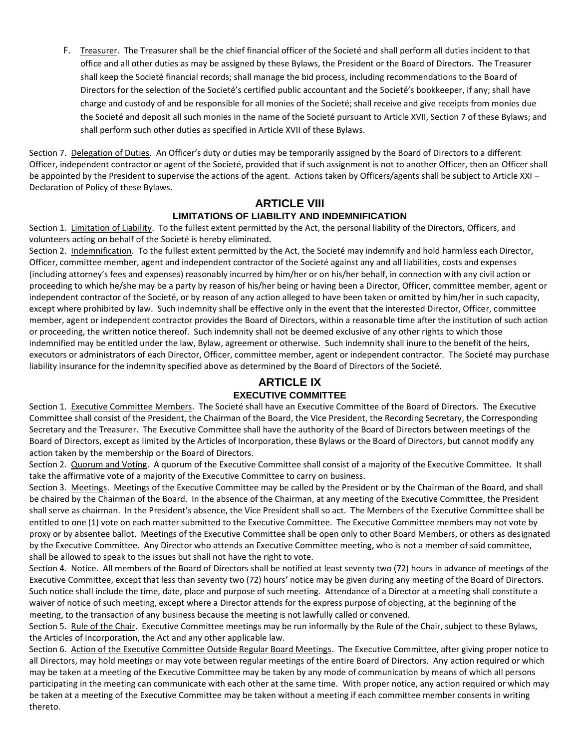F. Treasurer. The Treasurer shall be the chief financial officer of the Societé and shall perform all duties incident to that office and all other duties as may be assigned by these Bylaws, the President or the Board of Directors. The Treasurer shall keep the Societé financial records; shall manage the bid process, including recommendations to the Board of Directors for the selection of the Societé's certified public accountant and the Societé's bookkeeper, if any; shall have charge and custody of and be responsible for all monies of the Societé; shall receive and give receipts from monies due the Societé and deposit all such monies in the name of the Societé pursuant to Article XVII, Section 7 of these Bylaws; and shall perform such other duties as specified in Article XVII of these Bylaws.

Section 7. Delegation of Duties. An Officer's duty or duties may be temporarily assigned by the Board of Directors to a different Officer, independent contractor or agent of the Societé, provided that if such assignment is not to another Officer, then an Officer shall be appointed by the President to supervise the actions of the agent. Actions taken by Officers/agents shall be subject to Article XXI – Declaration of Policy of these Bylaws.

## ARTICLE VIII

### LIMITATIONS OF LIABILITY AND INDEMNIFICATION

Section 1. Limitation of Liability. To the fullest extent permitted by the Act, the personal liability of the Directors, Officers, and volunteers acting on behalf of the Societé is hereby eliminated.

Section 2. Indemnification. To the fullest extent permitted by the Act, the Societé may indemnify and hold harmless each Director, Officer, committee member, agent and independent contractor of the Societé against any and all liabilities, costs and expenses (including attorney's fees and expenses) reasonably incurred by him/her or on his/her behalf, in connection with any civil action or proceeding to which he/she may be a party by reason of his/her being or having been a Director, Officer, committee member, agent or independent contractor of the Societé, or by reason of any action alleged to have been taken or omitted by him/her in such capacity, except where prohibited by law. Such indemnity shall be effective only in the event that the interested Director, Officer, committee member, agent or independent contractor provides the Board of Directors, within a reasonable time after the institution of such action or proceeding, the written notice thereof. Such indemnity shall not be deemed exclusive of any other rights to which those indemnified may be entitled under the law, Bylaw, agreement or otherwise. Such indemnity shall inure to the benefit of the heirs, executors or administrators of each Director, Officer, committee member, agent or independent contractor. The Societé may purchase liability insurance for the indemnity specified above as determined by the Board of Directors of the Societé.

## ARTICLE IX

### EXECUTIVE COMMITTEE

Section 1. Executive Committee Members. The Societé shall have an Executive Committee of the Board of Directors. The Executive Committee shall consist of the President, the Chairman of the Board, the Vice President, the Recording Secretary, the Corresponding Secretary and the Treasurer. The Executive Committee shall have the authority of the Board of Directors between meetings of the Board of Directors, except as limited by the Articles of Incorporation, these Bylaws or the Board of Directors, but cannot modify any action taken by the membership or the Board of Directors.

Section 2. Quorum and Voting. A quorum of the Executive Committee shall consist of a majority of the Executive Committee. It shall take the affirmative vote of a majority of the Executive Committee to carry on business.

Section 3. Meetings. Meetings of the Executive Committee may be called by the President or by the Chairman of the Board, and shall be chaired by the Chairman of the Board. In the absence of the Chairman, at any meeting of the Executive Committee, the President shall serve as chairman. In the President's absence, the Vice President shall so act. The Members of the Executive Committee shall be entitled to one (1) vote on each matter submitted to the Executive Committee. The Executive Committee members may not vote by proxy or by absentee ballot. Meetings of the Executive Committee shall be open only to other Board Members, or others as designated by the Executive Committee. Any Director who attends an Executive Committee meeting, who is not a member of said committee, shall be allowed to speak to the issues but shall not have the right to vote.

Section 4. Notice. All members of the Board of Directors shall be notified at least seventy two (72) hours in advance of meetings of the Executive Committee, except that less than seventy two (72) hours' notice may be given during any meeting of the Board of Directors. Such notice shall include the time, date, place and purpose of such meeting. Attendance of a Director at a meeting shall constitute a waiver of notice of such meeting, except where a Director attends for the express purpose of objecting, at the beginning of the meeting, to the transaction of any business because the meeting is not lawfully called or convened.

Section 5. Rule of the Chair. Executive Committee meetings may be run informally by the Rule of the Chair, subject to these Bylaws, the Articles of Incorporation, the Act and any other applicable law.

Section 6. Action of the Executive Committee Outside Regular Board Meetings. The Executive Committee, after giving proper notice to all Directors, may hold meetings or may vote between regular meetings of the entire Board of Directors. Any action required or which may be taken at a meeting of the Executive Committee may be taken by any mode of communication by means of which all persons participating in the meeting can communicate with each other at the same time. With proper notice, any action required or which may be taken at a meeting of the Executive Committee may be taken without a meeting if each committee member consents in writing thereto.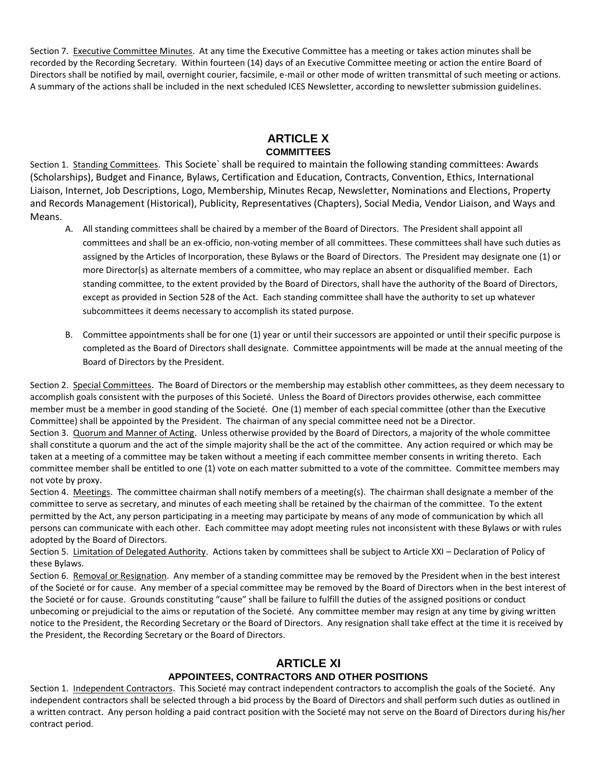Section 7. Executive Committee Minutes. At any time the Executive Committee has a meeting or takes action minutes shall be recorded by the Recording Secretary. Within fourteen (14) days of an Executive Committee meeting or action the entire Board of Directors shall be notified by mail, overnight courier, facsimile, e-mail or other mode of written transmittal of such meeting or actions. A summary of the actions shall be included in the next scheduled ICES Newsletter, according to newsletter submission guidelines.

## ARTICLE X
### COMMITTEES

Section 1. Standing Committees. This Societe` shall be required to maintain the following standing committees: Awards (Scholarships), Budget and Finance, Bylaws, Certification and Education, Contracts, Convention, Ethics, International Liaison, Internet, Job Descriptions, Logo, Membership, Minutes Recap, Newsletter, Nominations and Elections, Property and Records Management (Historical), Publicity, Representatives (Chapters), Social Media, Vendor Liaison, and Ways and Means.

A. All standing committees shall be chaired by a member of the Board of Directors. The President shall appoint all committees and shall be an ex-officio, non-voting member of all committees. These committees shall have such duties as assigned by the Articles of Incorporation, these Bylaws or the Board of Directors. The President may designate one (1) or more Director(s) as alternate members of a committee, who may replace an absent or disqualified member. Each standing committee, to the extent provided by the Board of Directors, shall have the authority of the Board of Directors, except as provided in Section 528 of the Act. Each standing committee shall have the authority to set up whatever subcommittees it deems necessary to accomplish its stated purpose.

B. Committee appointments shall be for one (1) year or until their successors are appointed or until their specific purpose is completed as the Board of Directors shall designate. Committee appointments will be made at the annual meeting of the Board of Directors by the President.

Section 2. Special Committees. The Board of Directors or the membership may establish other committees, as they deem necessary to accomplish goals consistent with the purposes of this Societé. Unless the Board of Directors provides otherwise, each committee member must be a member in good standing of the Societé. One (1) member of each special committee (other than the Executive Committee) shall be appointed by the President. The chairman of any special committee need not be a Director.

Section 3. Quorum and Manner of Acting. Unless otherwise provided by the Board of Directors, a majority of the whole committee shall constitute a quorum and the act of the simple majority shall be the act of the committee. Any action required or which may be taken at a meeting of a committee may be taken without a meeting if each committee member consents in writing thereto. Each committee member shall be entitled to one (1) vote on each matter submitted to a vote of the committee. Committee members may not vote by proxy.

Section 4. Meetings. The committee chairman shall notify members of a meeting(s). The chairman shall designate a member of the committee to serve as secretary, and minutes of each meeting shall be retained by the chairman of the committee. To the extent permitted by the Act, any person participating in a meeting may participate by means of any mode of communication by which all persons can communicate with each other. Each committee may adopt meeting rules not inconsistent with these Bylaws or with rules adopted by the Board of Directors.

Section 5. Limitation of Delegated Authority. Actions taken by committees shall be subject to Article XXI – Declaration of Policy of these Bylaws.

Section 6. Removal or Resignation. Any member of a standing committee may be removed by the President when in the best interest of the Societé or for cause. Any member of a special committee may be removed by the Board of Directors when in the best interest of the Societé or for cause. Grounds constituting "cause" shall be failure to fulfill the duties of the assigned positions or conduct unbecoming or prejudicial to the aims or reputation of the Societé. Any committee member may resign at any time by giving written notice to the President, the Recording Secretary or the Board of Directors. Any resignation shall take effect at the time it is received by the President, the Recording Secretary or the Board of Directors.

## ARTICLE XI
### APPOINTEES, CONTRACTORS AND OTHER POSITIONS

Section 1. Independent Contractors. This Societé may contract independent contractors to accomplish the goals of the Societé. Any independent contractors shall be selected through a bid process by the Board of Directors and shall perform such duties as outlined in a written contract. Any person holding a paid contract position with the Societé may not serve on the Board of Directors during his/her contract period.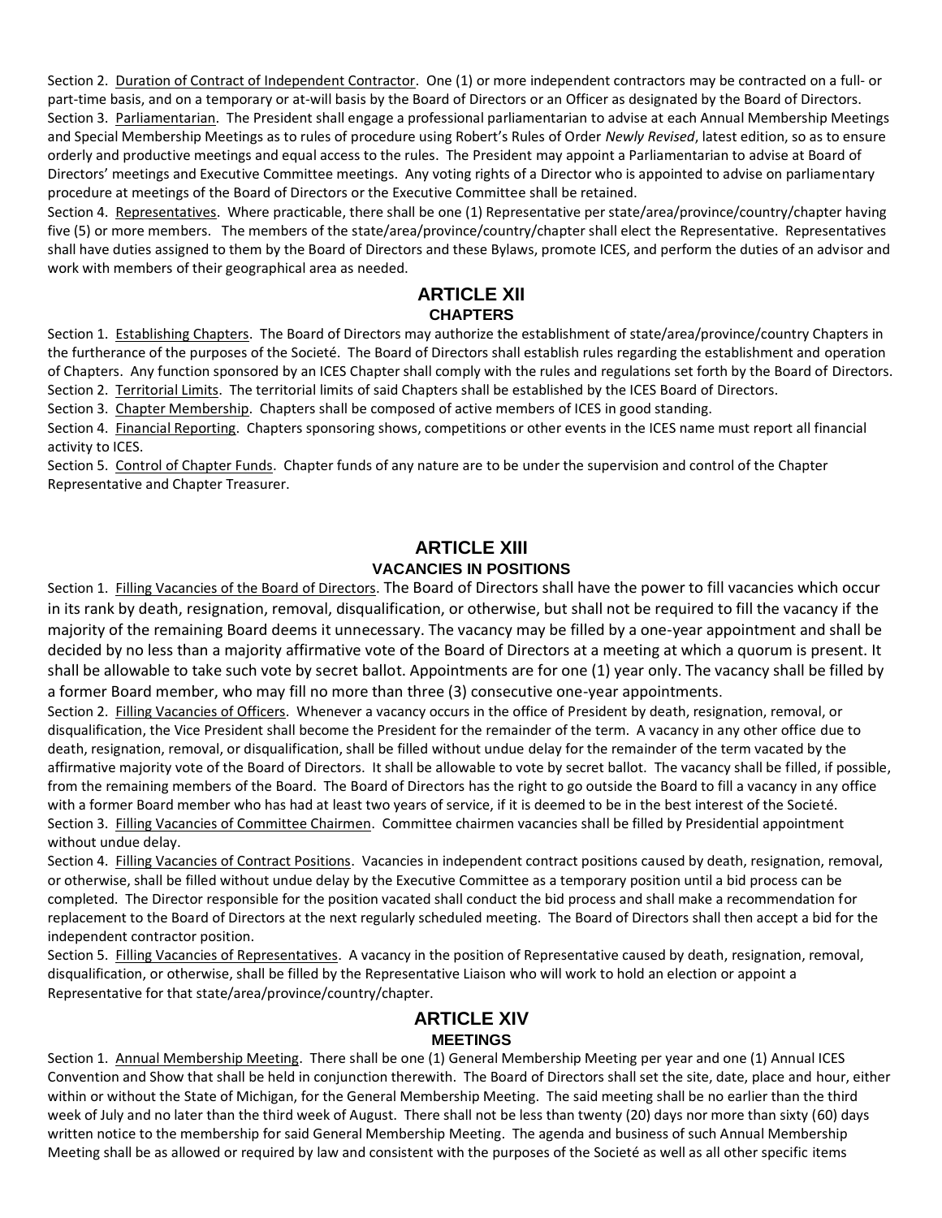Section 2. Duration of Contract of Independent Contractor. One (1) or more independent contractors may be contracted on a full- or part-time basis, and on a temporary or at-will basis by the Board of Directors or an Officer as designated by the Board of Directors.

Section 3. Parliamentarian. The President shall engage a professional parliamentarian to advise at each Annual Membership Meetings and Special Membership Meetings as to rules of procedure using Robert's Rules of Order *Newly Revised*, latest edition, so as to ensure orderly and productive meetings and equal access to the rules. The President may appoint a Parliamentarian to advise at Board of Directors' meetings and Executive Committee meetings. Any voting rights of a Director who is appointed to advise on parliamentary procedure at meetings of the Board of Directors or the Executive Committee shall be retained.

Section 4. Representatives. Where practicable, there shall be one (1) Representative per state/area/province/country/chapter having five (5) or more members. The members of the state/area/province/country/chapter shall elect the Representative. Representatives shall have duties assigned to them by the Board of Directors and these Bylaws, promote ICES, and perform the duties of an advisor and work with members of their geographical area as needed.

## ARTICLE XII
### CHAPTERS

Section 1. Establishing Chapters. The Board of Directors may authorize the establishment of state/area/province/country Chapters in the furtherance of the purposes of the Societé. The Board of Directors shall establish rules regarding the establishment and operation of Chapters. Any function sponsored by an ICES Chapter shall comply with the rules and regulations set forth by the Board of Directors.

Section 2. Territorial Limits. The territorial limits of said Chapters shall be established by the ICES Board of Directors.

Section 3. Chapter Membership. Chapters shall be composed of active members of ICES in good standing.

Section 4. Financial Reporting. Chapters sponsoring shows, competitions or other events in the ICES name must report all financial activity to ICES.

Section 5. Control of Chapter Funds. Chapter funds of any nature are to be under the supervision and control of the Chapter Representative and Chapter Treasurer.

## ARTICLE XIII
### VACANCIES IN POSITIONS

Section 1. Filling Vacancies of the Board of Directors. The Board of Directors shall have the power to fill vacancies which occur in its rank by death, resignation, removal, disqualification, or otherwise, but shall not be required to fill the vacancy if the majority of the remaining Board deems it unnecessary. The vacancy may be filled by a one-year appointment and shall be decided by no less than a majority affirmative vote of the Board of Directors at a meeting at which a quorum is present. It shall be allowable to take such vote by secret ballot. Appointments are for one (1) year only. The vacancy shall be filled by a former Board member, who may fill no more than three (3) consecutive one-year appointments.

Section 2. Filling Vacancies of Officers. Whenever a vacancy occurs in the office of President by death, resignation, removal, or disqualification, the Vice President shall become the President for the remainder of the term. A vacancy in any other office due to death, resignation, removal, or disqualification, shall be filled without undue delay for the remainder of the term vacated by the affirmative majority vote of the Board of Directors. It shall be allowable to vote by secret ballot. The vacancy shall be filled, if possible, from the remaining members of the Board. The Board of Directors has the right to go outside the Board to fill a vacancy in any office with a former Board member who has had at least two years of service, if it is deemed to be in the best interest of the Societé.

Section 3. Filling Vacancies of Committee Chairmen. Committee chairmen vacancies shall be filled by Presidential appointment without undue delay.

Section 4. Filling Vacancies of Contract Positions. Vacancies in independent contract positions caused by death, resignation, removal, or otherwise, shall be filled without undue delay by the Executive Committee as a temporary position until a bid process can be completed. The Director responsible for the position vacated shall conduct the bid process and shall make a recommendation for replacement to the Board of Directors at the next regularly scheduled meeting. The Board of Directors shall then accept a bid for the independent contractor position.

Section 5. Filling Vacancies of Representatives. A vacancy in the position of Representative caused by death, resignation, removal, disqualification, or otherwise, shall be filled by the Representative Liaison who will work to hold an election or appoint a Representative for that state/area/province/country/chapter.

## ARTICLE XIV
### MEETINGS

Section 1. Annual Membership Meeting. There shall be one (1) General Membership Meeting per year and one (1) Annual ICES Convention and Show that shall be held in conjunction therewith. The Board of Directors shall set the site, date, place and hour, either within or without the State of Michigan, for the General Membership Meeting. The said meeting shall be no earlier than the third week of July and no later than the third week of August. There shall not be less than twenty (20) days nor more than sixty (60) days written notice to the membership for said General Membership Meeting. The agenda and business of such Annual Membership Meeting shall be as allowed or required by law and consistent with the purposes of the Societé as well as all other specific items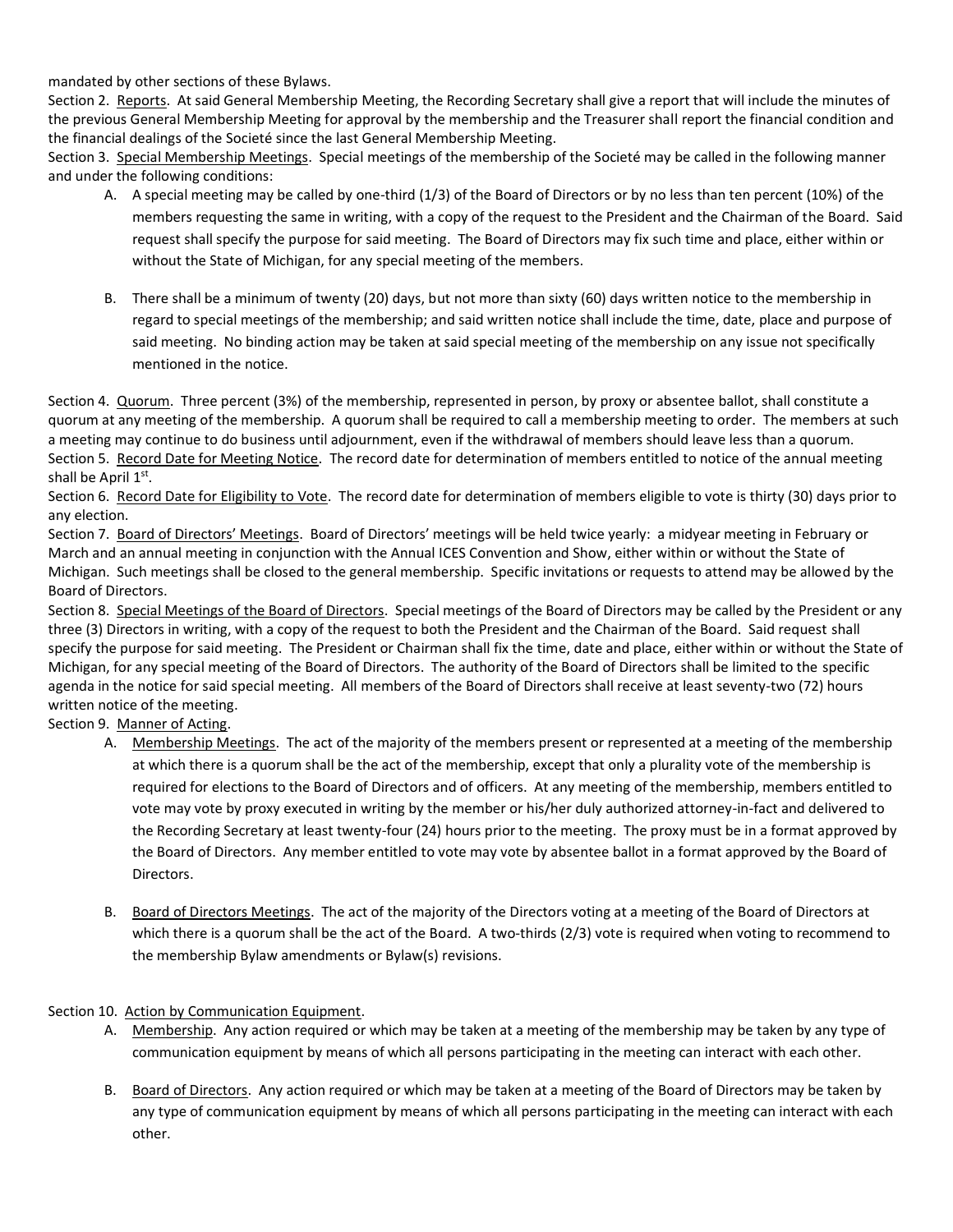mandated by other sections of these Bylaws.

Section 2. Reports. At said General Membership Meeting, the Recording Secretary shall give a report that will include the minutes of the previous General Membership Meeting for approval by the membership and the Treasurer shall report the financial condition and the financial dealings of the Societé since the last General Membership Meeting.

Section 3. Special Membership Meetings. Special meetings of the membership of the Societé may be called in the following manner and under the following conditions:

A. A special meeting may be called by one-third (1/3) of the Board of Directors or by no less than ten percent (10%) of the members requesting the same in writing, with a copy of the request to the President and the Chairman of the Board. Said request shall specify the purpose for said meeting. The Board of Directors may fix such time and place, either within or without the State of Michigan, for any special meeting of the members.

B. There shall be a minimum of twenty (20) days, but not more than sixty (60) days written notice to the membership in regard to special meetings of the membership; and said written notice shall include the time, date, place and purpose of said meeting. No binding action may be taken at said special meeting of the membership on any issue not specifically mentioned in the notice.

Section 4. Quorum. Three percent (3%) of the membership, represented in person, by proxy or absentee ballot, shall constitute a quorum at any meeting of the membership. A quorum shall be required to call a membership meeting to order. The members at such a meeting may continue to do business until adjournment, even if the withdrawal of members should leave less than a quorum.

Section 5. Record Date for Meeting Notice. The record date for determination of members entitled to notice of the annual meeting shall be April 1st.

Section 6. Record Date for Eligibility to Vote. The record date for determination of members eligible to vote is thirty (30) days prior to any election.

Section 7. Board of Directors' Meetings. Board of Directors' meetings will be held twice yearly: a midyear meeting in February or March and an annual meeting in conjunction with the Annual ICES Convention and Show, either within or without the State of Michigan. Such meetings shall be closed to the general membership. Specific invitations or requests to attend may be allowed by the Board of Directors.

Section 8. Special Meetings of the Board of Directors. Special meetings of the Board of Directors may be called by the President or any three (3) Directors in writing, with a copy of the request to both the President and the Chairman of the Board. Said request shall specify the purpose for said meeting. The President or Chairman shall fix the time, date and place, either within or without the State of Michigan, for any special meeting of the Board of Directors. The authority of the Board of Directors shall be limited to the specific agenda in the notice for said special meeting. All members of the Board of Directors shall receive at least seventy-two (72) hours written notice of the meeting.

Section 9. Manner of Acting.

A. Membership Meetings. The act of the majority of the members present or represented at a meeting of the membership at which there is a quorum shall be the act of the membership, except that only a plurality vote of the membership is required for elections to the Board of Directors and of officers. At any meeting of the membership, members entitled to vote may vote by proxy executed in writing by the member or his/her duly authorized attorney-in-fact and delivered to the Recording Secretary at least twenty-four (24) hours prior to the meeting. The proxy must be in a format approved by the Board of Directors. Any member entitled to vote may vote by absentee ballot in a format approved by the Board of Directors.

B. Board of Directors Meetings. The act of the majority of the Directors voting at a meeting of the Board of Directors at which there is a quorum shall be the act of the Board. A two-thirds (2/3) vote is required when voting to recommend to the membership Bylaw amendments or Bylaw(s) revisions.

Section 10. Action by Communication Equipment.

A. Membership. Any action required or which may be taken at a meeting of the membership may be taken by any type of communication equipment by means of which all persons participating in the meeting can interact with each other.

B. Board of Directors. Any action required or which may be taken at a meeting of the Board of Directors may be taken by any type of communication equipment by means of which all persons participating in the meeting can interact with each other.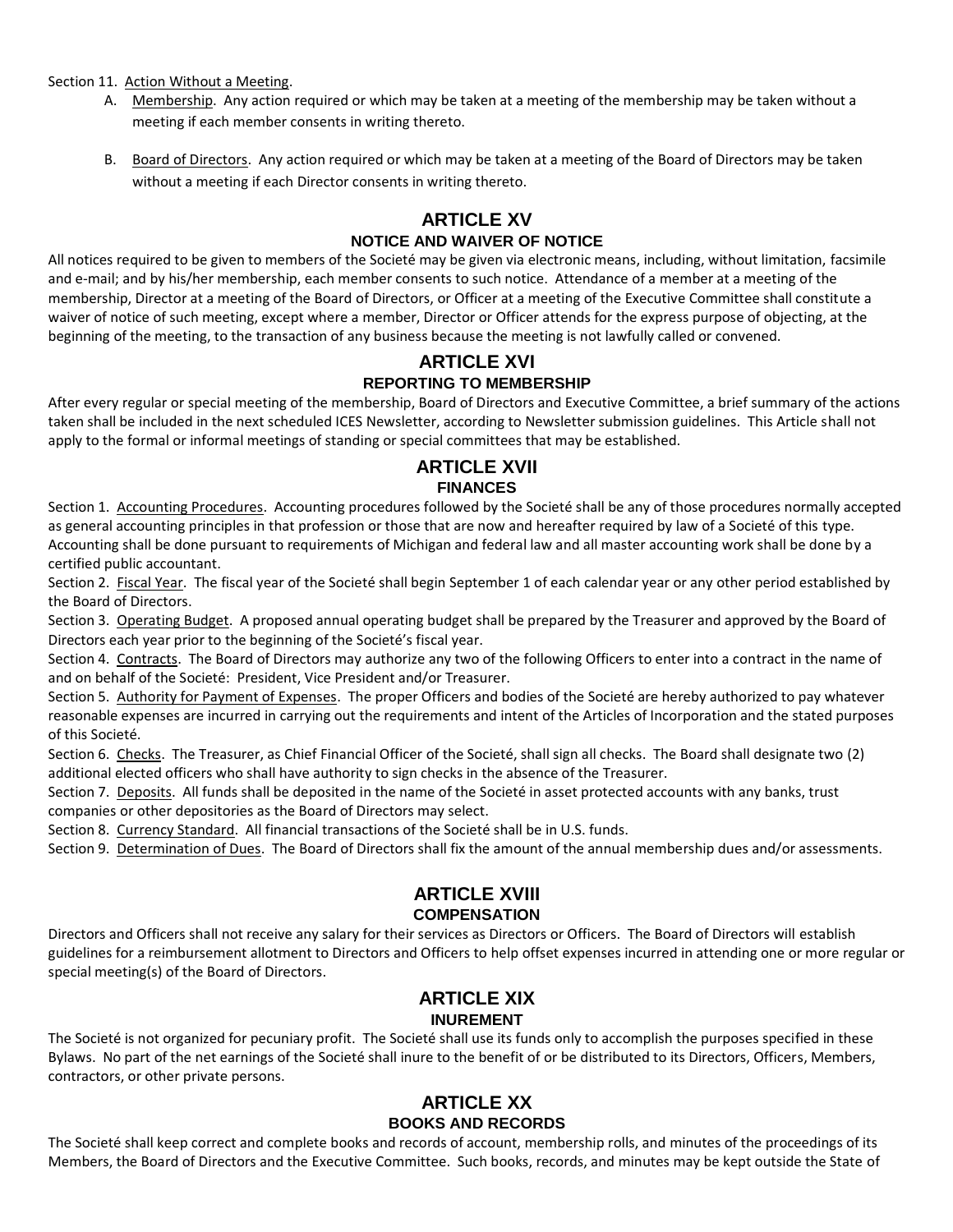Section 11. Action Without a Meeting.

A. Membership. Any action required or which may be taken at a meeting of the membership may be taken without a meeting if each member consents in writing thereto.

B. Board of Directors. Any action required or which may be taken at a meeting of the Board of Directors may be taken without a meeting if each Director consents in writing thereto.

## ARTICLE XV
### NOTICE AND WAIVER OF NOTICE

All notices required to be given to members of the Societé may be given via electronic means, including, without limitation, facsimile and e-mail; and by his/her membership, each member consents to such notice. Attendance of a member at a meeting of the membership, Director at a meeting of the Board of Directors, or Officer at a meeting of the Executive Committee shall constitute a waiver of notice of such meeting, except where a member, Director or Officer attends for the express purpose of objecting, at the beginning of the meeting, to the transaction of any business because the meeting is not lawfully called or convened.

## ARTICLE XVI
### REPORTING TO MEMBERSHIP

After every regular or special meeting of the membership, Board of Directors and Executive Committee, a brief summary of the actions taken shall be included in the next scheduled ICES Newsletter, according to Newsletter submission guidelines. This Article shall not apply to the formal or informal meetings of standing or special committees that may be established.

## ARTICLE XVII
### FINANCES

Section 1. Accounting Procedures. Accounting procedures followed by the Societé shall be any of those procedures normally accepted as general accounting principles in that profession or those that are now and hereafter required by law of a Societé of this type. Accounting shall be done pursuant to requirements of Michigan and federal law and all master accounting work shall be done by a certified public accountant.

Section 2. Fiscal Year. The fiscal year of the Societé shall begin September 1 of each calendar year or any other period established by the Board of Directors.

Section 3. Operating Budget. A proposed annual operating budget shall be prepared by the Treasurer and approved by the Board of Directors each year prior to the beginning of the Societé's fiscal year.

Section 4. Contracts. The Board of Directors may authorize any two of the following Officers to enter into a contract in the name of and on behalf of the Societé: President, Vice President and/or Treasurer.

Section 5. Authority for Payment of Expenses. The proper Officers and bodies of the Societé are hereby authorized to pay whatever reasonable expenses are incurred in carrying out the requirements and intent of the Articles of Incorporation and the stated purposes of this Societé.

Section 6. Checks. The Treasurer, as Chief Financial Officer of the Societé, shall sign all checks. The Board shall designate two (2) additional elected officers who shall have authority to sign checks in the absence of the Treasurer.

Section 7. Deposits. All funds shall be deposited in the name of the Societé in asset protected accounts with any banks, trust companies or other depositories as the Board of Directors may select.

Section 8. Currency Standard. All financial transactions of the Societé shall be in U.S. funds.

Section 9. Determination of Dues. The Board of Directors shall fix the amount of the annual membership dues and/or assessments.

## ARTICLE XVIII
### COMPENSATION

Directors and Officers shall not receive any salary for their services as Directors or Officers. The Board of Directors will establish guidelines for a reimbursement allotment to Directors and Officers to help offset expenses incurred in attending one or more regular or special meeting(s) of the Board of Directors.

## ARTICLE XIX
### INUREMENT

The Societé is not organized for pecuniary profit. The Societé shall use its funds only to accomplish the purposes specified in these Bylaws. No part of the net earnings of the Societé shall inure to the benefit of or be distributed to its Directors, Officers, Members, contractors, or other private persons.

## ARTICLE XX
### BOOKS AND RECORDS

The Societé shall keep correct and complete books and records of account, membership rolls, and minutes of the proceedings of its Members, the Board of Directors and the Executive Committee. Such books, records, and minutes may be kept outside the State of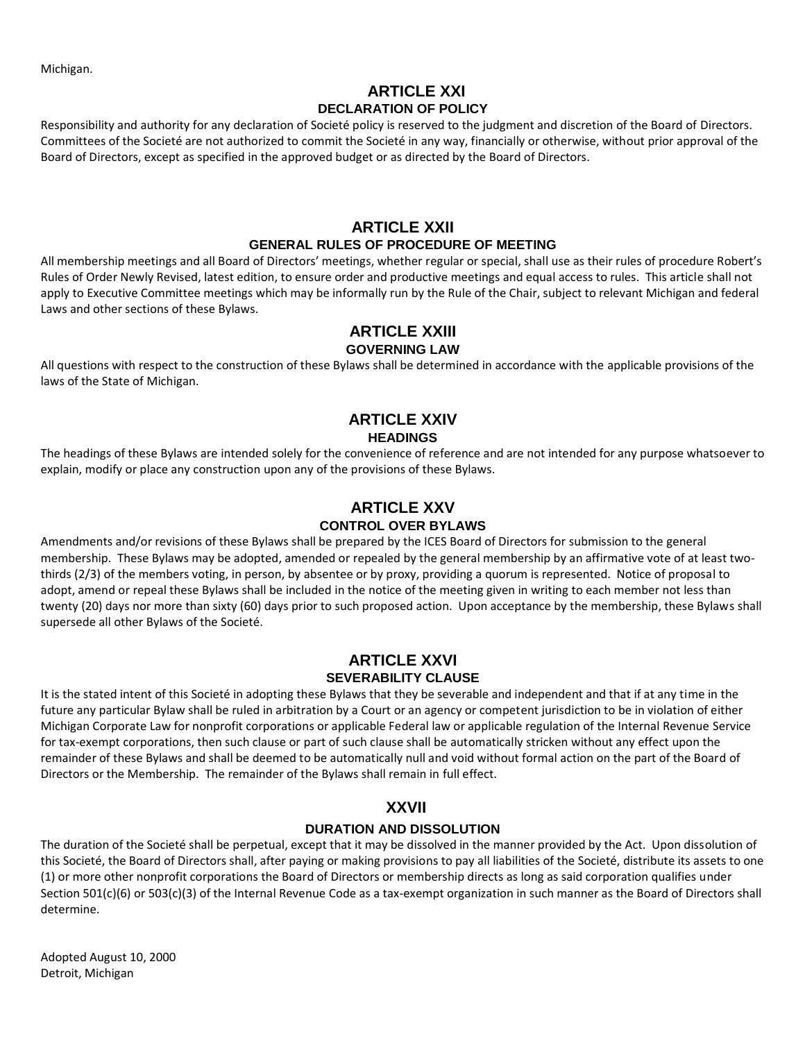Michigan.

## ARTICLE XXI
### DECLARATION OF POLICY

Responsibility and authority for any declaration of Societé policy is reserved to the judgment and discretion of the Board of Directors. Committees of the Societé are not authorized to commit the Societé in any way, financially or otherwise, without prior approval of the Board of Directors, except as specified in the approved budget or as directed by the Board of Directors.

## ARTICLE XXII
### GENERAL RULES OF PROCEDURE OF MEETING

All membership meetings and all Board of Directors' meetings, whether regular or special, shall use as their rules of procedure Robert's Rules of Order Newly Revised, latest edition, to ensure order and productive meetings and equal access to rules. This article shall not apply to Executive Committee meetings which may be informally run by the Rule of the Chair, subject to relevant Michigan and federal Laws and other sections of these Bylaws.

## ARTICLE XXIII
### GOVERNING LAW

All questions with respect to the construction of these Bylaws shall be determined in accordance with the applicable provisions of the laws of the State of Michigan.

## ARTICLE XXIV
### HEADINGS

The headings of these Bylaws are intended solely for the convenience of reference and are not intended for any purpose whatsoever to explain, modify or place any construction upon any of the provisions of these Bylaws.

## ARTICLE XXV
### CONTROL OVER BYLAWS

Amendments and/or revisions of these Bylaws shall be prepared by the ICES Board of Directors for submission to the general membership. These Bylaws may be adopted, amended or repealed by the general membership by an affirmative vote of at least two-thirds (2/3) of the members voting, in person, by absentee or by proxy, providing a quorum is represented. Notice of proposal to adopt, amend or repeal these Bylaws shall be included in the notice of the meeting given in writing to each member not less than twenty (20) days nor more than sixty (60) days prior to such proposed action. Upon acceptance by the membership, these Bylaws shall supersede all other Bylaws of the Societé.

## ARTICLE XXVI
### SEVERABILITY CLAUSE

It is the stated intent of this Societé in adopting these Bylaws that they be severable and independent and that if at any time in the future any particular Bylaw shall be ruled in arbitration by a Court or an agency or competent jurisdiction to be in violation of either Michigan Corporate Law for nonprofit corporations or applicable Federal law or applicable regulation of the Internal Revenue Service for tax-exempt corporations, then such clause or part of such clause shall be automatically stricken without any effect upon the remainder of these Bylaws and shall be deemed to be automatically null and void without formal action on the part of the Board of Directors or the Membership. The remainder of the Bylaws shall remain in full effect.

## XXVII
### DURATION AND DISSOLUTION

The duration of the Societé shall be perpetual, except that it may be dissolved in the manner provided by the Act. Upon dissolution of this Societé, the Board of Directors shall, after paying or making provisions to pay all liabilities of the Societé, distribute its assets to one (1) or more other nonprofit corporations the Board of Directors or membership directs as long as said corporation qualifies under Section 501(c)(6) or 503(c)(3) of the Internal Revenue Code as a tax-exempt organization in such manner as the Board of Directors shall determine.

Adopted August 10, 2000
Detroit, Michigan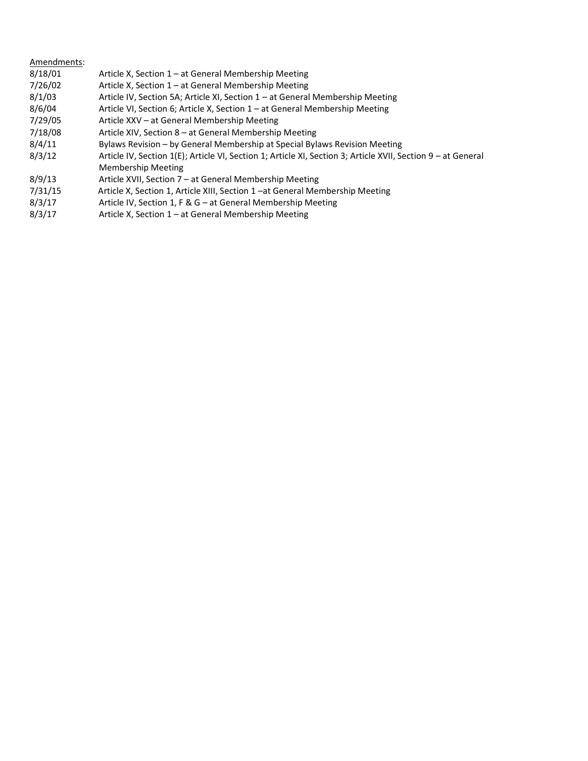<u>Amendments</u>:

| | |
|---|---|
| 8/18/01 | Article X, Section 1 – at General Membership Meeting |
| 7/26/02 | Article X, Section 1 – at General Membership Meeting |
| 8/1/03 | Article IV, Section 5A; Article XI, Section 1 – at General Membership Meeting |
| 8/6/04 | Article VI, Section 6; Article X, Section 1 – at General Membership Meeting |
| 7/29/05 | Article XXV – at General Membership Meeting |
| 7/18/08 | Article XIV, Section 8 – at General Membership Meeting |
| 8/4/11 | Bylaws Revision – by General Membership at Special Bylaws Revision Meeting |
| 8/3/12 | Article IV, Section 1(E); Article VI, Section 1; Article XI, Section 3; Article XVII, Section 9 – at General Membership Meeting |
| 8/9/13 | Article XVII, Section 7 – at General Membership Meeting |
| 7/31/15 | Article X, Section 1, Article XIII, Section 1 –at General Membership Meeting |
| 8/3/17 | Article IV, Section 1, F & G – at General Membership Meeting |
| 8/3/17 | Article X, Section 1 – at General Membership Meeting |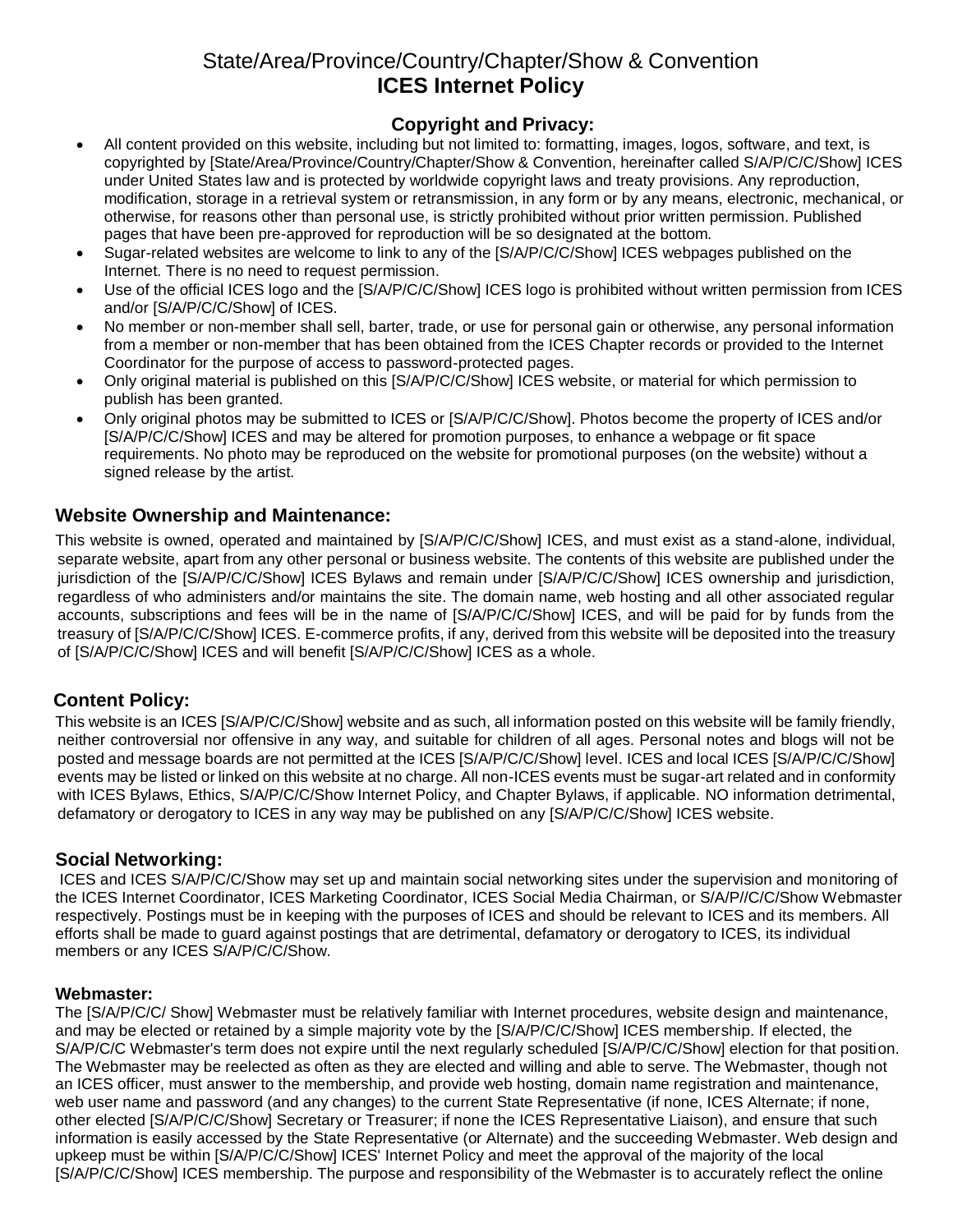# State/Area/Province/Country/Chapter/Show & Convention
# ICES Internet Policy

## Copyright and Privacy:

- All content provided on this website, including but not limited to: formatting, images, logos, software, and text, is copyrighted by [State/Area/Province/Country/Chapter/Show & Convention, hereinafter called S/A/P/C/C/Show] ICES under United States law and is protected by worldwide copyright laws and treaty provisions. Any reproduction, modification, storage in a retrieval system or retransmission, in any form or by any means, electronic, mechanical, or otherwise, for reasons other than personal use, is strictly prohibited without prior written permission. Published pages that have been pre-approved for reproduction will be so designated at the bottom.
- Sugar-related websites are welcome to link to any of the [S/A/P/C/C/Show] ICES webpages published on the Internet. There is no need to request permission.
- Use of the official ICES logo and the [S/A/P/C/C/Show] ICES logo is prohibited without written permission from ICES and/or [S/A/P/C/C/Show] of ICES.
- No member or non-member shall sell, barter, trade, or use for personal gain or otherwise, any personal information from a member or non-member that has been obtained from the ICES Chapter records or provided to the Internet Coordinator for the purpose of access to password-protected pages.
- Only original material is published on this [S/A/P/C/C/Show] ICES website, or material for which permission to publish has been granted.
- Only original photos may be submitted to ICES or [S/A/P/C/C/Show]. Photos become the property of ICES and/or [S/A/P/C/C/Show] ICES and may be altered for promotion purposes, to enhance a webpage or fit space requirements. No photo may be reproduced on the website for promotional purposes (on the website) without a signed release by the artist.

## Website Ownership and Maintenance:

This website is owned, operated and maintained by [S/A/P/C/C/Show] ICES, and must exist as a stand-alone, individual, separate website, apart from any other personal or business website. The contents of this website are published under the jurisdiction of the [S/A/P/C/C/Show] ICES Bylaws and remain under [S/A/P/C/C/Show] ICES ownership and jurisdiction, regardless of who administers and/or maintains the site. The domain name, web hosting and all other associated regular accounts, subscriptions and fees will be in the name of [S/A/P/C/C/Show] ICES, and will be paid for by funds from the treasury of [S/A/P/C/C/Show] ICES. E-commerce profits, if any, derived from this website will be deposited into the treasury of [S/A/P/C/C/Show] ICES and will benefit [S/A/P/C/C/Show] ICES as a whole.

## Content Policy:

This website is an ICES [S/A/P/C/C/Show] website and as such, all information posted on this website will be family friendly, neither controversial nor offensive in any way, and suitable for children of all ages. Personal notes and blogs will not be posted and message boards are not permitted at the ICES [S/A/P/C/C/Show] level. ICES and local ICES [S/A/P/C/C/Show] events may be listed or linked on this website at no charge. All non-ICES events must be sugar-art related and in conformity with ICES Bylaws, Ethics, S/A/P/C/C/Show Internet Policy, and Chapter Bylaws, if applicable. NO information detrimental, defamatory or derogatory to ICES in any way may be published on any [S/A/P/C/C/Show] ICES website.

## Social Networking:

ICES and ICES S/A/P/C/C/Show may set up and maintain social networking sites under the supervision and monitoring of the ICES Internet Coordinator, ICES Marketing Coordinator, ICES Social Media Chairman, or S/A/P//C/C/Show Webmaster respectively. Postings must be in keeping with the purposes of ICES and should be relevant to ICES and its members. All efforts shall be made to guard against postings that are detrimental, defamatory or derogatory to ICES, its individual members or any ICES S/A/P/C/C/Show.

### Webmaster:

The [S/A/P/C/C/ Show] Webmaster must be relatively familiar with Internet procedures, website design and maintenance, and may be elected or retained by a simple majority vote by the [S/A/P/C/C/Show] ICES membership. If elected, the S/A/P/C/C Webmaster's term does not expire until the next regularly scheduled [S/A/P/C/C/Show] election for that position. The Webmaster may be reelected as often as they are elected and willing and able to serve. The Webmaster, though not an ICES officer, must answer to the membership, and provide web hosting, domain name registration and maintenance, web user name and password (and any changes) to the current State Representative (if none, ICES Alternate; if none, other elected [S/A/P/C/C/Show] Secretary or Treasurer; if none the ICES Representative Liaison), and ensure that such information is easily accessed by the State Representative (or Alternate) and the succeeding Webmaster. Web design and upkeep must be within [S/A/P/C/C/Show] ICES' Internet Policy and meet the approval of the majority of the local [S/A/P/C/C/Show] ICES membership. The purpose and responsibility of the Webmaster is to accurately reflect the online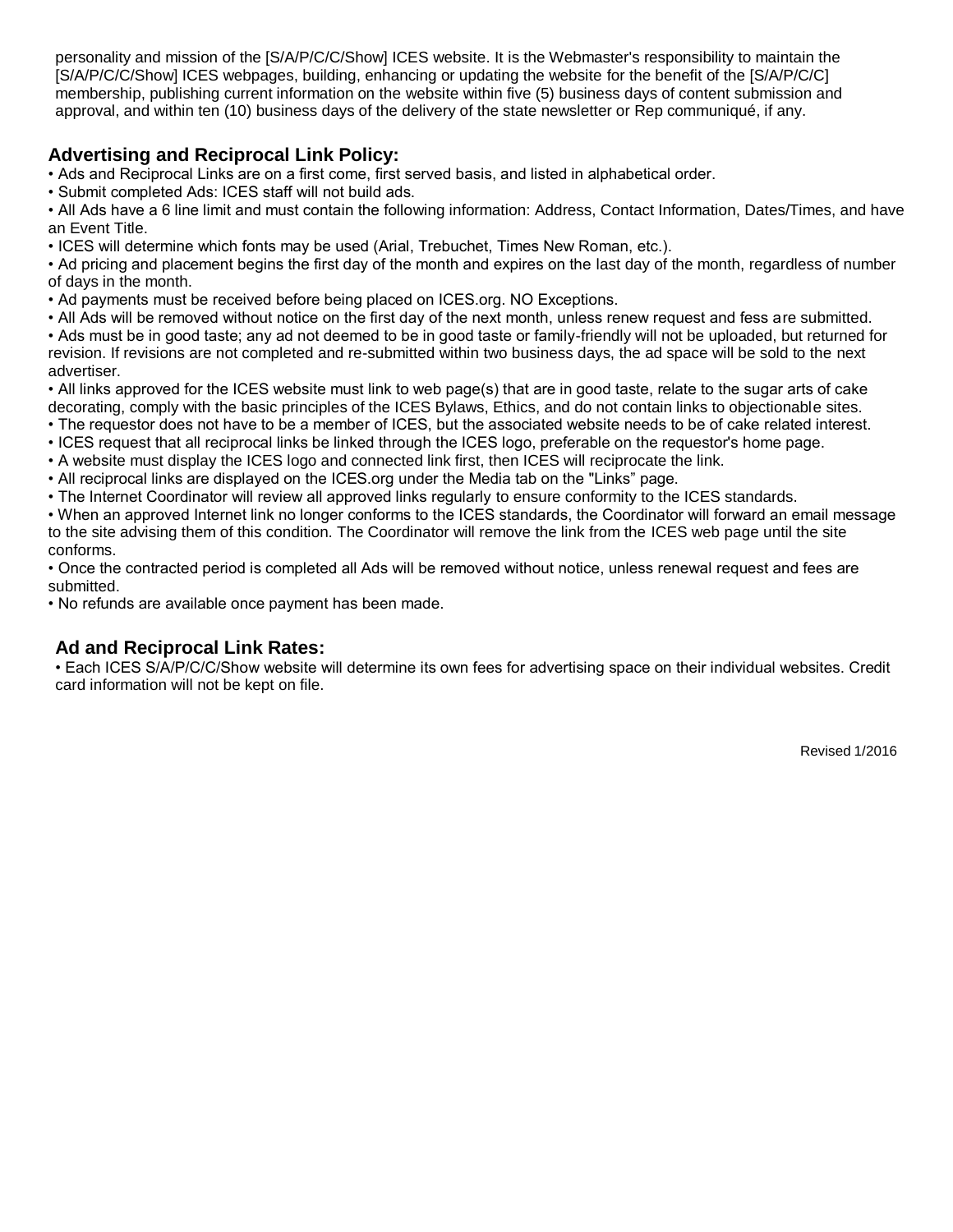personality and mission of the [S/A/P/C/C/Show] ICES website. It is the Webmaster's responsibility to maintain the [S/A/P/C/C/Show] ICES webpages, building, enhancing or updating the website for the benefit of the [S/A/P/C/C] membership, publishing current information on the website within five (5) business days of content submission and approval, and within ten (10) business days of the delivery of the state newsletter or Rep communiqué, if any.

## Advertising and Reciprocal Link Policy:

• Ads and Reciprocal Links are on a first come, first served basis, and listed in alphabetical order.
• Submit completed Ads: ICES staff will not build ads.
• All Ads have a 6 line limit and must contain the following information: Address, Contact Information, Dates/Times, and have an Event Title.
• ICES will determine which fonts may be used (Arial, Trebuchet, Times New Roman, etc.).
• Ad pricing and placement begins the first day of the month and expires on the last day of the month, regardless of number of days in the month.
• Ad payments must be received before being placed on ICES.org. NO Exceptions.
• All Ads will be removed without notice on the first day of the next month, unless renew request and fess are submitted.
• Ads must be in good taste; any ad not deemed to be in good taste or family-friendly will not be uploaded, but returned for revision. If revisions are not completed and re-submitted within two business days, the ad space will be sold to the next advertiser.
• All links approved for the ICES website must link to web page(s) that are in good taste, relate to the sugar arts of cake decorating, comply with the basic principles of the ICES Bylaws, Ethics, and do not contain links to objectionable sites.
• The requestor does not have to be a member of ICES, but the associated website needs to be of cake related interest.
• ICES request that all reciprocal links be linked through the ICES logo, preferable on the requestor's home page.
• A website must display the ICES logo and connected link first, then ICES will reciprocate the link.
• All reciprocal links are displayed on the ICES.org under the Media tab on the "Links" page.
• The Internet Coordinator will review all approved links regularly to ensure conformity to the ICES standards.
• When an approved Internet link no longer conforms to the ICES standards, the Coordinator will forward an email message to the site advising them of this condition. The Coordinator will remove the link from the ICES web page until the site conforms.
• Once the contracted period is completed all Ads will be removed without notice, unless renewal request and fees are submitted.
• No refunds are available once payment has been made.

## Ad and Reciprocal Link Rates:

• Each ICES S/A/P/C/C/Show website will determine its own fees for advertising space on their individual websites. Credit card information will not be kept on file.

Revised 1/2016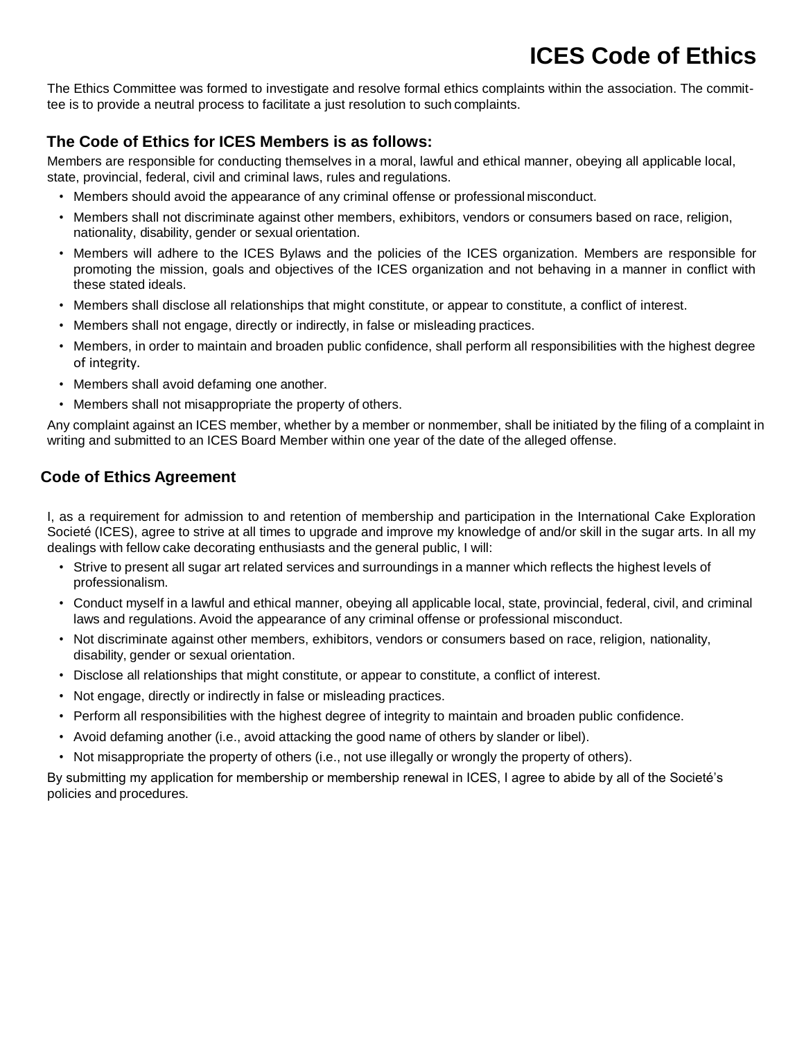# ICES Code of Ethics

The Ethics Committee was formed to investigate and resolve formal ethics complaints within the association. The committee is to provide a neutral process to facilitate a just resolution to such complaints.

### The Code of Ethics for ICES Members is as follows:

Members are responsible for conducting themselves in a moral, lawful and ethical manner, obeying all applicable local, state, provincial, federal, civil and criminal laws, rules and regulations.

- Members should avoid the appearance of any criminal offense or professional misconduct.
- Members shall not discriminate against other members, exhibitors, vendors or consumers based on race, religion, nationality, disability, gender or sexual orientation.
- Members will adhere to the ICES Bylaws and the policies of the ICES organization. Members are responsible for promoting the mission, goals and objectives of the ICES organization and not behaving in a manner in conflict with these stated ideals.
- Members shall disclose all relationships that might constitute, or appear to constitute, a conflict of interest.
- Members shall not engage, directly or indirectly, in false or misleading practices.
- Members, in order to maintain and broaden public confidence, shall perform all responsibilities with the highest degree of integrity.
- Members shall avoid defaming one another.
- Members shall not misappropriate the property of others.

Any complaint against an ICES member, whether by a member or nonmember, shall be initiated by the filing of a complaint in writing and submitted to an ICES Board Member within one year of the date of the alleged offense.

### Code of Ethics Agreement

I, as a requirement for admission to and retention of membership and participation in the International Cake Exploration Societé (ICES), agree to strive at all times to upgrade and improve my knowledge of and/or skill in the sugar arts. In all my dealings with fellow cake decorating enthusiasts and the general public, I will:

- Strive to present all sugar art related services and surroundings in a manner which reflects the highest levels of professionalism.
- Conduct myself in a lawful and ethical manner, obeying all applicable local, state, provincial, federal, civil, and criminal laws and regulations. Avoid the appearance of any criminal offense or professional misconduct.
- Not discriminate against other members, exhibitors, vendors or consumers based on race, religion, nationality, disability, gender or sexual orientation.
- Disclose all relationships that might constitute, or appear to constitute, a conflict of interest.
- Not engage, directly or indirectly in false or misleading practices.
- Perform all responsibilities with the highest degree of integrity to maintain and broaden public confidence.
- Avoid defaming another (i.e., avoid attacking the good name of others by slander or libel).
- Not misappropriate the property of others (i.e., not use illegally or wrongly the property of others).

By submitting my application for membership or membership renewal in ICES, I agree to abide by all of the Societé's policies and procedures.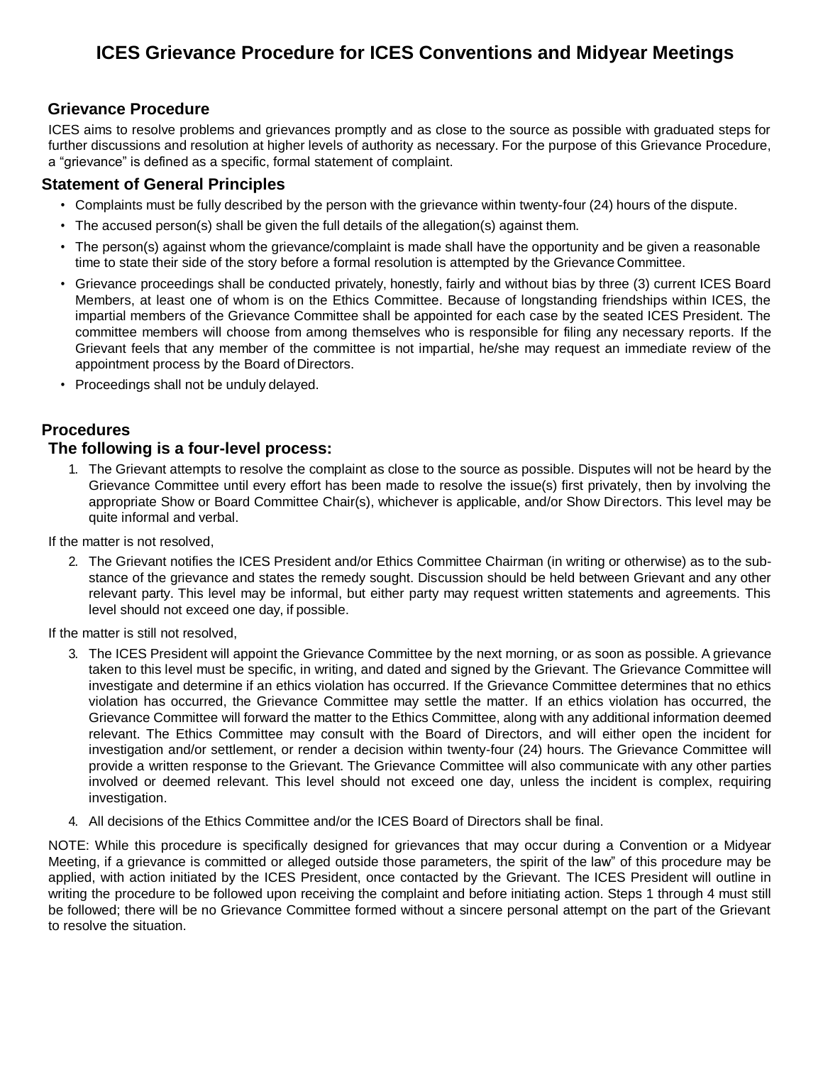# ICES Grievance Procedure for ICES Conventions and Midyear Meetings

## Grievance Procedure

ICES aims to resolve problems and grievances promptly and as close to the source as possible with graduated steps for further discussions and resolution at higher levels of authority as necessary. For the purpose of this Grievance Procedure, a "grievance" is defined as a specific, formal statement of complaint.

## Statement of General Principles

- Complaints must be fully described by the person with the grievance within twenty-four (24) hours of the dispute.
- The accused person(s) shall be given the full details of the allegation(s) against them.
- The person(s) against whom the grievance/complaint is made shall have the opportunity and be given a reasonable time to state their side of the story before a formal resolution is attempted by the Grievance Committee.
- Grievance proceedings shall be conducted privately, honestly, fairly and without bias by three (3) current ICES Board Members, at least one of whom is on the Ethics Committee. Because of longstanding friendships within ICES, the impartial members of the Grievance Committee shall be appointed for each case by the seated ICES President. The committee members will choose from among themselves who is responsible for filing any necessary reports. If the Grievant feels that any member of the committee is not impartial, he/she may request an immediate review of the appointment process by the Board of Directors.
- Proceedings shall not be unduly delayed.

## Procedures

### The following is a four-level process:

1. The Grievant attempts to resolve the complaint as close to the source as possible. Disputes will not be heard by the Grievance Committee until every effort has been made to resolve the issue(s) first privately, then by involving the appropriate Show or Board Committee Chair(s), whichever is applicable, and/or Show Directors. This level may be quite informal and verbal.

If the matter is not resolved,

2. The Grievant notifies the ICES President and/or Ethics Committee Chairman (in writing or otherwise) as to the substance of the grievance and states the remedy sought. Discussion should be held between Grievant and any other relevant party. This level may be informal, but either party may request written statements and agreements. This level should not exceed one day, if possible.

If the matter is still not resolved,

3. The ICES President will appoint the Grievance Committee by the next morning, or as soon as possible. A grievance taken to this level must be specific, in writing, and dated and signed by the Grievant. The Grievance Committee will investigate and determine if an ethics violation has occurred. If the Grievance Committee determines that no ethics violation has occurred, the Grievance Committee may settle the matter. If an ethics violation has occurred, the Grievance Committee will forward the matter to the Ethics Committee, along with any additional information deemed relevant. The Ethics Committee may consult with the Board of Directors, and will either open the incident for investigation and/or settlement, or render a decision within twenty-four (24) hours. The Grievance Committee will provide a written response to the Grievant. The Grievance Committee will also communicate with any other parties involved or deemed relevant. This level should not exceed one day, unless the incident is complex, requiring investigation.

4. All decisions of the Ethics Committee and/or the ICES Board of Directors shall be final.

NOTE: While this procedure is specifically designed for grievances that may occur during a Convention or a Midyear Meeting, if a grievance is committed or alleged outside those parameters, the spirit of the law" of this procedure may be applied, with action initiated by the ICES President, once contacted by the Grievant. The ICES President will outline in writing the procedure to be followed upon receiving the complaint and before initiating action. Steps 1 through 4 must still be followed; there will be no Grievance Committee formed without a sincere personal attempt on the part of the Grievant to resolve the situation.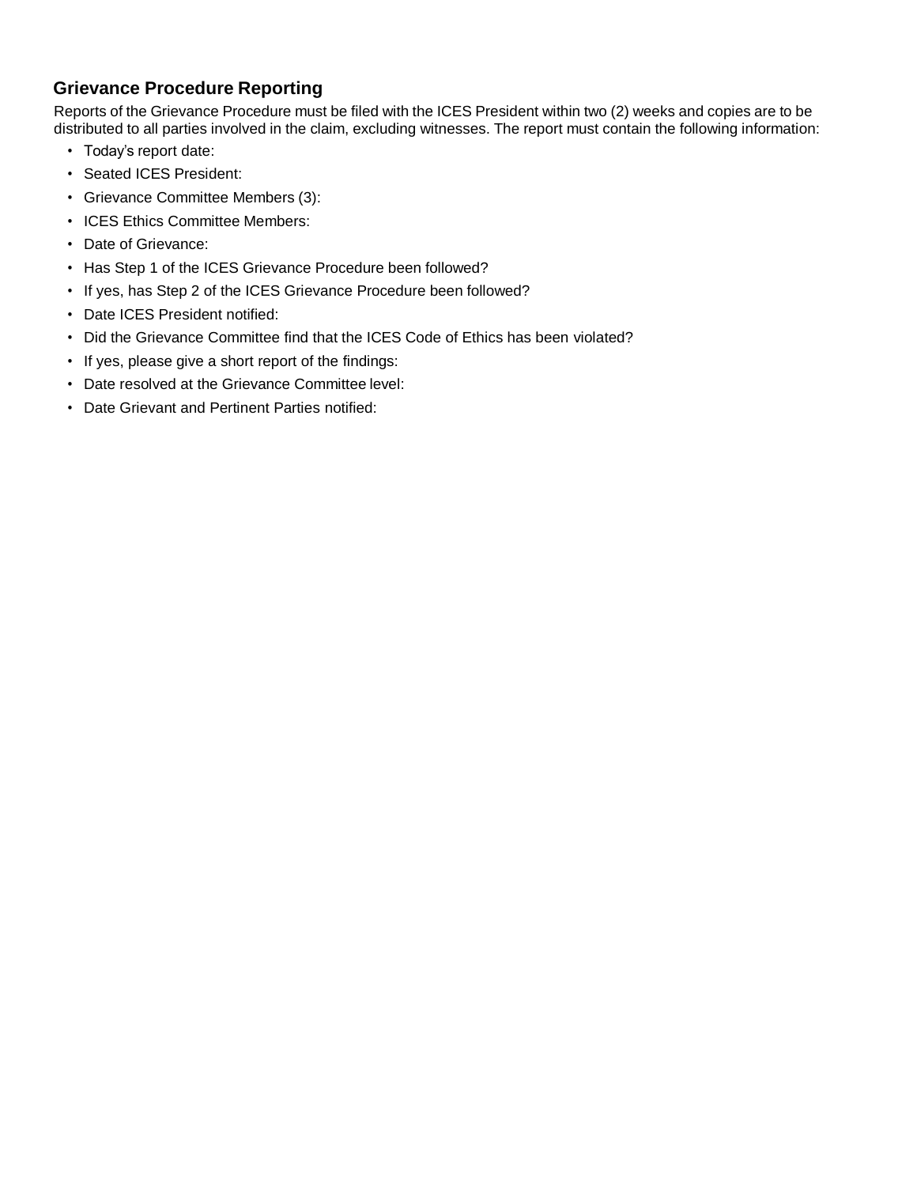## Grievance Procedure Reporting

Reports of the Grievance Procedure must be filed with the ICES President within two (2) weeks and copies are to be distributed to all parties involved in the claim, excluding witnesses. The report must contain the following information:

- Today's report date:
- Seated ICES President:
- Grievance Committee Members (3):
- ICES Ethics Committee Members:
- Date of Grievance:
- Has Step 1 of the ICES Grievance Procedure been followed?
- If yes, has Step 2 of the ICES Grievance Procedure been followed?
- Date ICES President notified:
- Did the Grievance Committee find that the ICES Code of Ethics has been violated?
- If yes, please give a short report of the findings:
- Date resolved at the Grievance Committee level:
- Date Grievant and Pertinent Parties notified: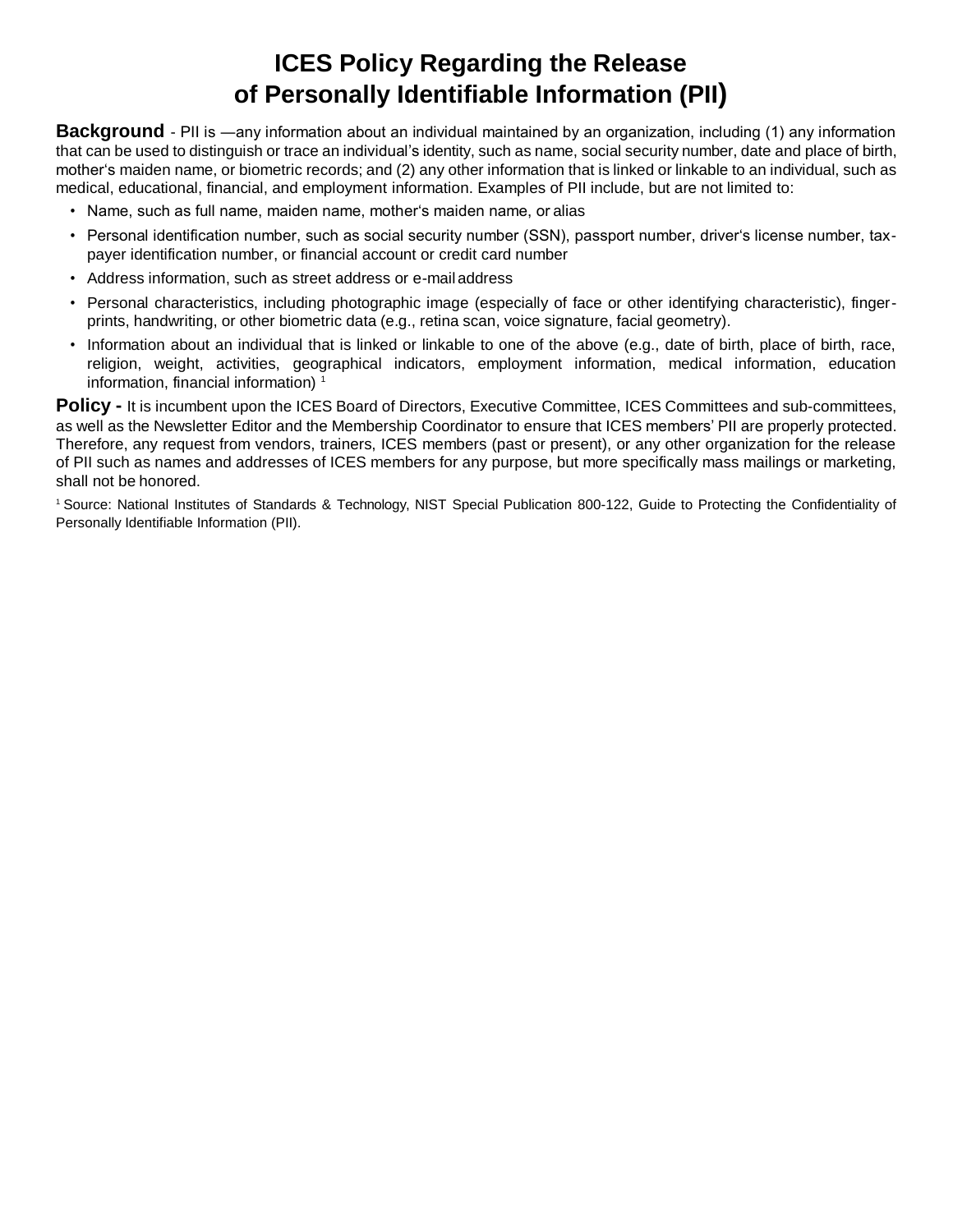# ICES Policy Regarding the Release of Personally Identifiable Information (PII)

**Background** - PII is —any information about an individual maintained by an organization, including (1) any information that can be used to distinguish or trace an individual's identity, such as name, social security number, date and place of birth, mother's maiden name, or biometric records; and (2) any other information that is linked or linkable to an individual, such as medical, educational, financial, and employment information. Examples of PII include, but are not limited to:

- Name, such as full name, maiden name, mother's maiden name, or alias
- Personal identification number, such as social security number (SSN), passport number, driver's license number, tax-payer identification number, or financial account or credit card number
- Address information, such as street address or e-mail address
- Personal characteristics, including photographic image (especially of face or other identifying characteristic), finger-prints, handwriting, or other biometric data (e.g., retina scan, voice signature, facial geometry).
- Information about an individual that is linked or linkable to one of the above (e.g., date of birth, place of birth, race, religion, weight, activities, geographical indicators, employment information, medical information, education information, financial information) [1]

**Policy -** It is incumbent upon the ICES Board of Directors, Executive Committee, ICES Committees and sub-committees, as well as the Newsletter Editor and the Membership Coordinator to ensure that ICES members' PII are properly protected. Therefore, any request from vendors, trainers, ICES members (past or present), or any other organization for the release of PII such as names and addresses of ICES members for any purpose, but more specifically mass mailings or marketing, shall not be honored.

[1] Source: National Institutes of Standards & Technology, NIST Special Publication 800-122, Guide to Protecting the Confidentiality of Personally Identifiable Information (PII).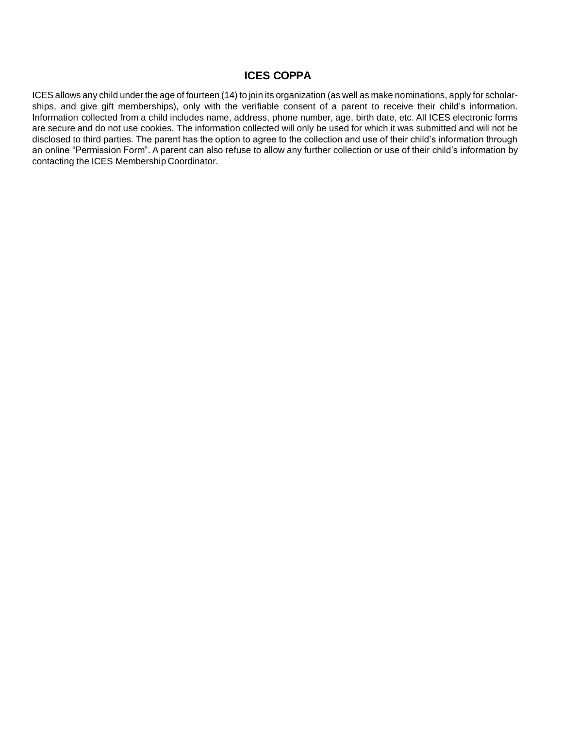## ICES COPPA

ICES allows any child under the age of fourteen (14) to join its organization (as well as make nominations, apply for scholarships, and give gift memberships), only with the verifiable consent of a parent to receive their child's information. Information collected from a child includes name, address, phone number, age, birth date, etc. All ICES electronic forms are secure and do not use cookies. The information collected will only be used for which it was submitted and will not be disclosed to third parties. The parent has the option to agree to the collection and use of their child's information through an online "Permission Form". A parent can also refuse to allow any further collection or use of their child's information by contacting the ICES Membership Coordinator.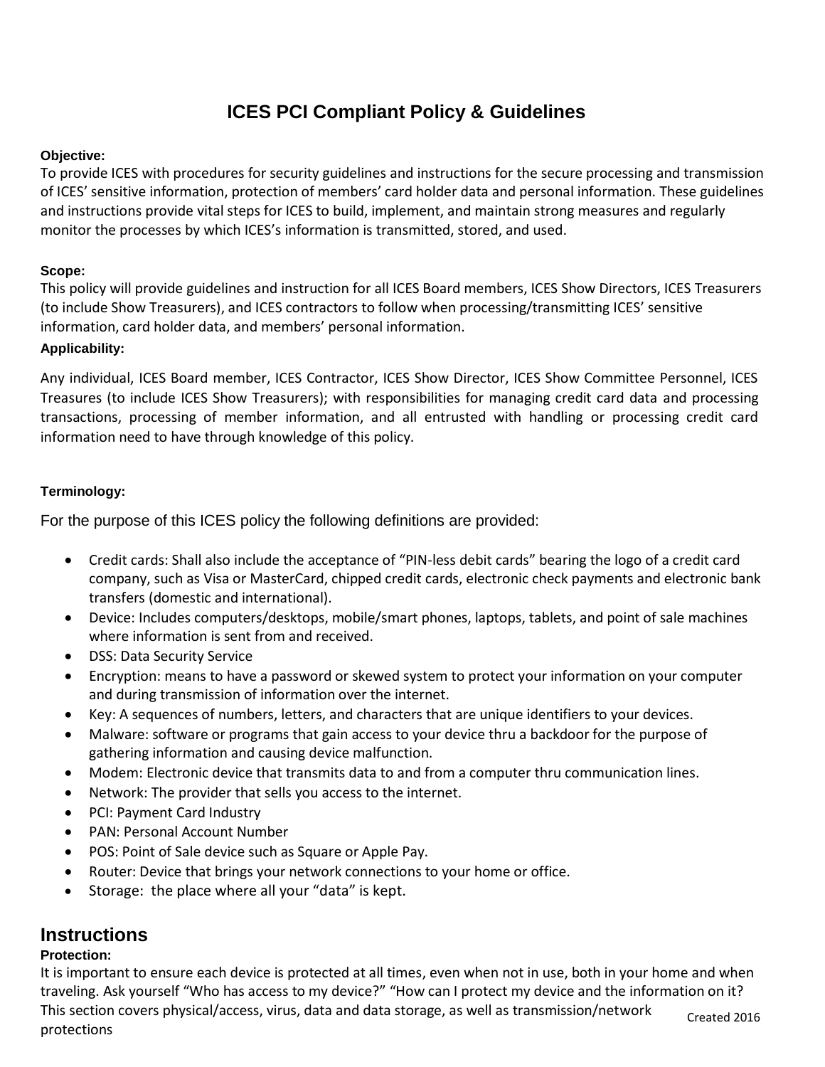# ICES PCI Compliant Policy & Guidelines

**Objective:**

To provide ICES with procedures for security guidelines and instructions for the secure processing and transmission of ICES' sensitive information, protection of members' card holder data and personal information. These guidelines and instructions provide vital steps for ICES to build, implement, and maintain strong measures and regularly monitor the processes by which ICES's information is transmitted, stored, and used.

**Scope:**

This policy will provide guidelines and instruction for all ICES Board members, ICES Show Directors, ICES Treasurers (to include Show Treasurers), and ICES contractors to follow when processing/transmitting ICES' sensitive information, card holder data, and members' personal information.

**Applicability:**

Any individual, ICES Board member, ICES Contractor, ICES Show Director, ICES Show Committee Personnel, ICES Treasures (to include ICES Show Treasurers); with responsibilities for managing credit card data and processing transactions, processing of member information, and all entrusted with handling or processing credit card information need to have through knowledge of this policy.

**Terminology:**

For the purpose of this ICES policy the following definitions are provided:

- Credit cards: Shall also include the acceptance of "PIN-less debit cards" bearing the logo of a credit card company, such as Visa or MasterCard, chipped credit cards, electronic check payments and electronic bank transfers (domestic and international).
- Device: Includes computers/desktops, mobile/smart phones, laptops, tablets, and point of sale machines where information is sent from and received.
- DSS: Data Security Service
- Encryption: means to have a password or skewed system to protect your information on your computer and during transmission of information over the internet.
- Key: A sequences of numbers, letters, and characters that are unique identifiers to your devices.
- Malware: software or programs that gain access to your device thru a backdoor for the purpose of gathering information and causing device malfunction.
- Modem: Electronic device that transmits data to and from a computer thru communication lines.
- Network: The provider that sells you access to the internet.
- PCI: Payment Card Industry
- PAN: Personal Account Number
- POS: Point of Sale device such as Square or Apple Pay.
- Router: Device that brings your network connections to your home or office.
- Storage: the place where all your "data" is kept.

## Instructions

**Protection:**

It is important to ensure each device is protected at all times, even when not in use, both in your home and when traveling. Ask yourself "Who has access to my device?" "How can I protect my device and the information on it? This section covers physical/access, virus, data and data storage, as well as transmission/network protections

Created 2016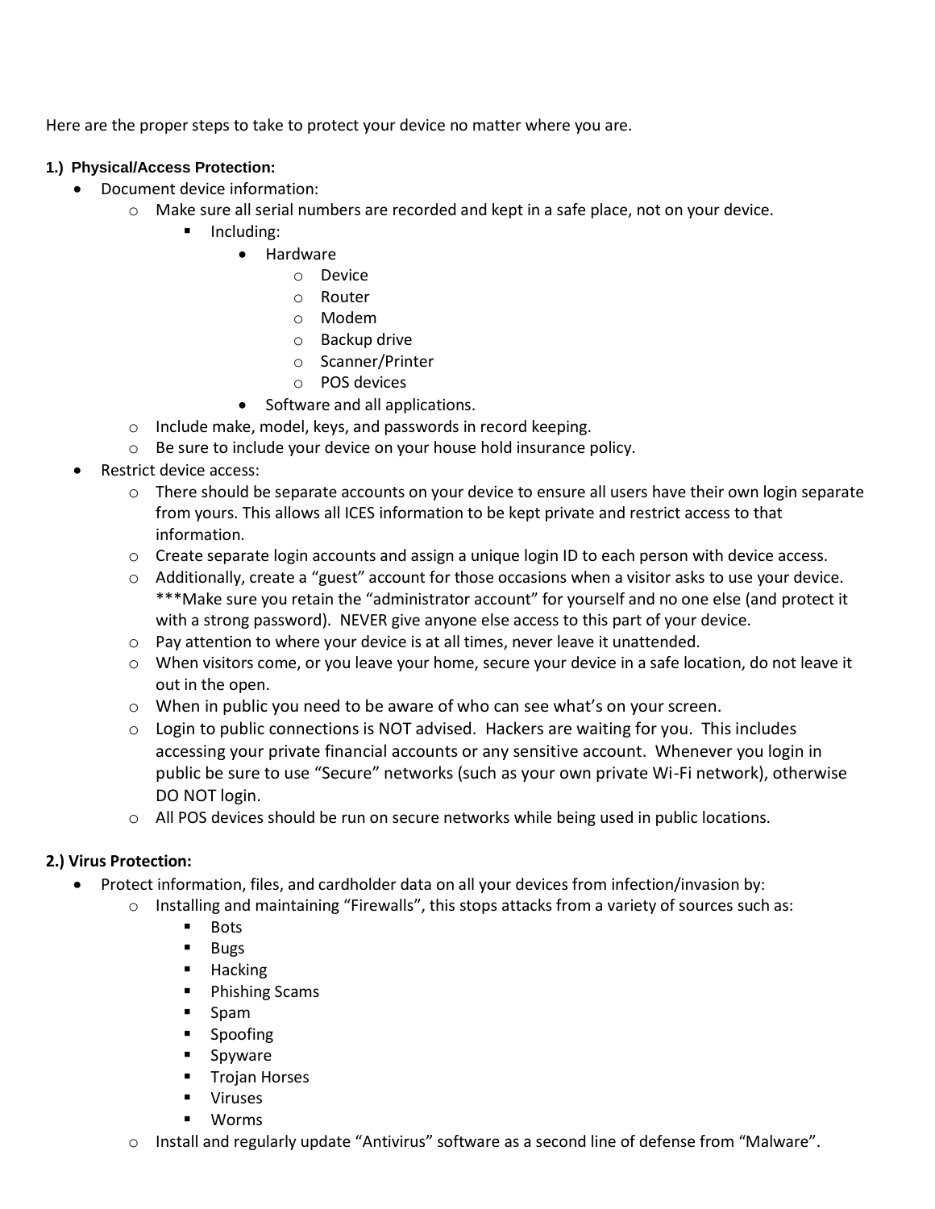Here are the proper steps to take to protect your device no matter where you are.

**1.) Physical/Access Protection:**

- Document device information:
    - Make sure all serial numbers are recorded and kept in a safe place, not on your device.
        - Including:
            - Hardware
                - Device
                - Router
                - Modem
                - Backup drive
                - Scanner/Printer
                - POS devices
            - Software and all applications.
    - Include make, model, keys, and passwords in record keeping.
    - Be sure to include your device on your house hold insurance policy.
- Restrict device access:
    - There should be separate accounts on your device to ensure all users have their own login separate from yours. This allows all ICES information to be kept private and restrict access to that information.
    - Create separate login accounts and assign a unique login ID to each person with device access.
    - Additionally, create a "guest" account for those occasions when a visitor asks to use your device. ***Make sure you retain the "administrator account" for yourself and no one else (and protect it with a strong password). NEVER give anyone else access to this part of your device.
    - Pay attention to where your device is at all times, never leave it unattended.
    - When visitors come, or you leave your home, secure your device in a safe location, do not leave it out in the open.
    - When in public you need to be aware of who can see what's on your screen.
    - Login to public connections is NOT advised. Hackers are waiting for you. This includes accessing your private financial accounts or any sensitive account. Whenever you login in public be sure to use "Secure" networks (such as your own private Wi-Fi network), otherwise DO NOT login.
    - All POS devices should be run on secure networks while being used in public locations.

**2.) Virus Protection:**

- Protect information, files, and cardholder data on all your devices from infection/invasion by:
    - Installing and maintaining "Firewalls", this stops attacks from a variety of sources such as:
        - Bots
        - Bugs
        - Hacking
        - Phishing Scams
        - Spam
        - Spoofing
        - Spyware
        - Trojan Horses
        - Viruses
        - Worms
    - Install and regularly update "Antivirus" software as a second line of defense from "Malware".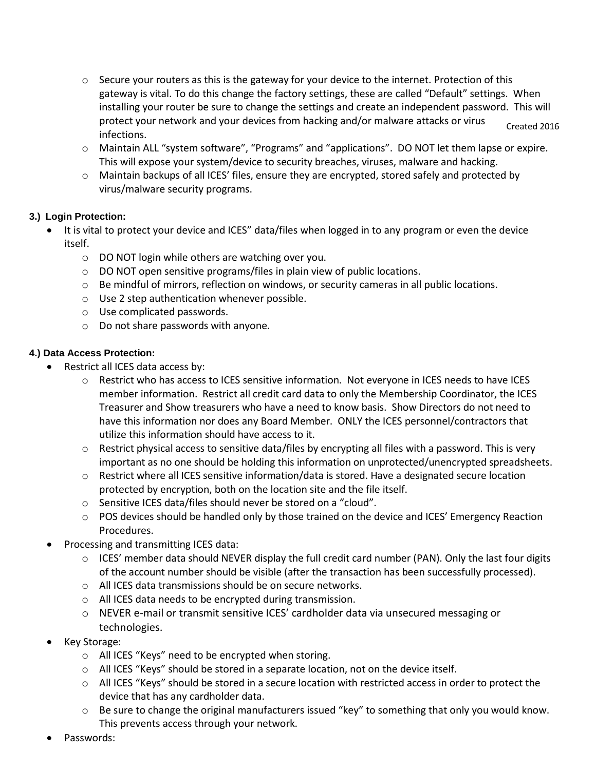- Secure your routers as this is the gateway for your device to the internet. Protection of this gateway is vital. To do this change the factory settings, these are called "Default" settings. When installing your router be sure to change the settings and create an independent password. This will protect your network and your devices from hacking and/or malware attacks or virus infections.
- Maintain ALL "system software", "Programs" and "applications". DO NOT let them lapse or expire. This will expose your system/device to security breaches, viruses, malware and hacking.
- Maintain backups of all ICES' files, ensure they are encrypted, stored safely and protected by virus/malware security programs.

**3.) Login Protection:**

- It is vital to protect your device and ICES" data/files when logged in to any program or even the device itself.
  - DO NOT login while others are watching over you.
  - DO NOT open sensitive programs/files in plain view of public locations.
  - Be mindful of mirrors, reflection on windows, or security cameras in all public locations.
  - Use 2 step authentication whenever possible.
  - Use complicated passwords.
  - Do not share passwords with anyone.

**4.) Data Access Protection:**

- Restrict all ICES data access by:
  - Restrict who has access to ICES sensitive information. Not everyone in ICES needs to have ICES member information. Restrict all credit card data to only the Membership Coordinator, the ICES Treasurer and Show treasurers who have a need to know basis. Show Directors do not need to have this information nor does any Board Member. ONLY the ICES personnel/contractors that utilize this information should have access to it.
  - Restrict physical access to sensitive data/files by encrypting all files with a password. This is very important as no one should be holding this information on unprotected/unencrypted spreadsheets.
  - Restrict where all ICES sensitive information/data is stored. Have a designated secure location protected by encryption, both on the location site and the file itself.
  - Sensitive ICES data/files should never be stored on a "cloud".
  - POS devices should be handled only by those trained on the device and ICES' Emergency Reaction Procedures.
- Processing and transmitting ICES data:
  - ICES' member data should NEVER display the full credit card number (PAN). Only the last four digits of the account number should be visible (after the transaction has been successfully processed).
  - All ICES data transmissions should be on secure networks.
  - All ICES data needs to be encrypted during transmission.
  - NEVER e-mail or transmit sensitive ICES' cardholder data via unsecured messaging or technologies.
- Key Storage:
  - All ICES "Keys" need to be encrypted when storing.
  - All ICES "Keys" should be stored in a separate location, not on the device itself.
  - All ICES "Keys" should be stored in a secure location with restricted access in order to protect the device that has any cardholder data.
  - Be sure to change the original manufacturers issued "key" to something that only you would know. This prevents access through your network.
- Passwords: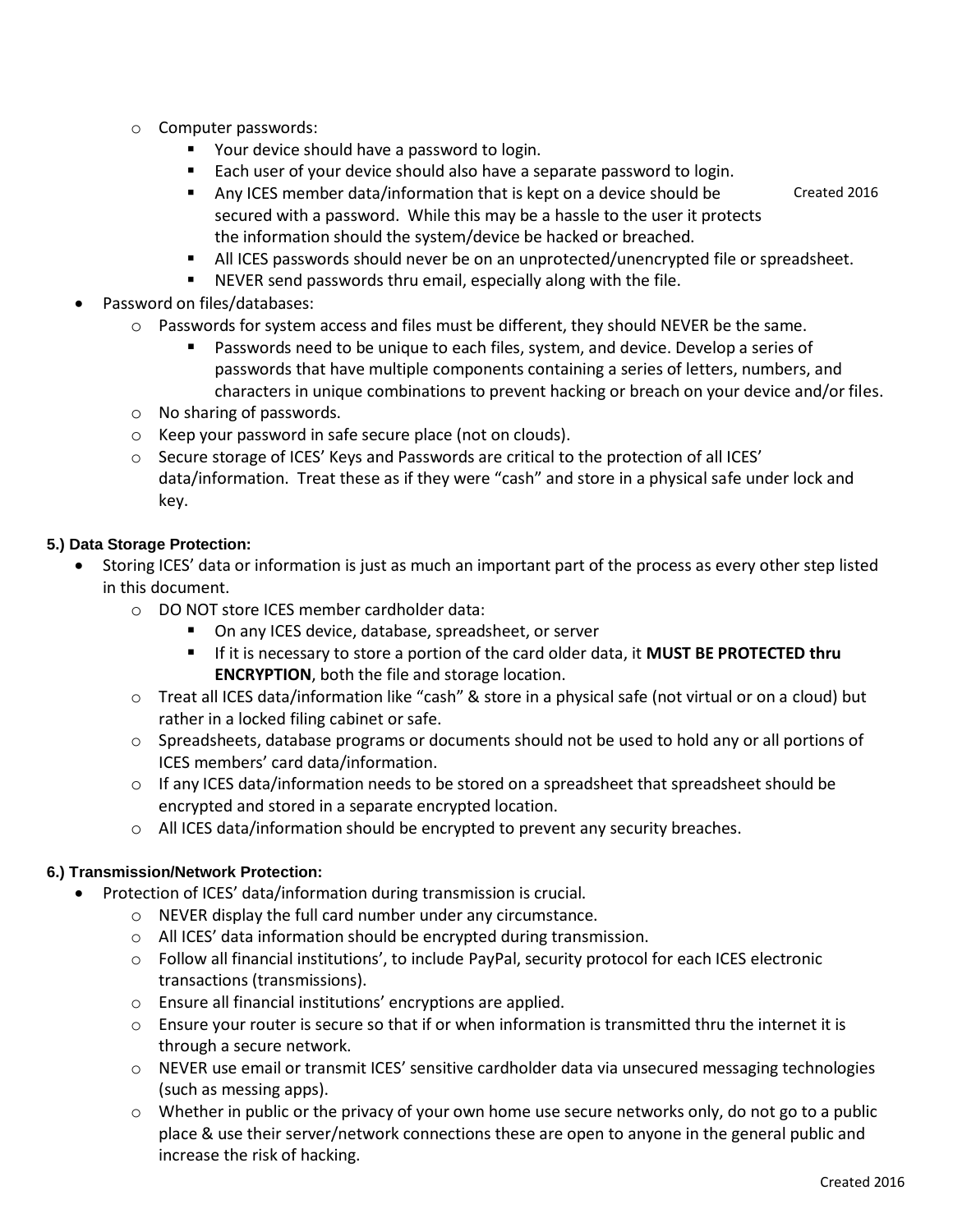- Computer passwords:
    - Your device should have a password to login.
    - Each user of your device should also have a separate password to login.
    - Any ICES member data/information that is kept on a device should be secured with a password. While this may be a hassle to the user it protects the information should the system/device be hacked or breached.
    - All ICES passwords should never be on an unprotected/unencrypted file or spreadsheet.
    - NEVER send passwords thru email, especially along with the file.
- Password on files/databases:
  - Passwords for system access and files must be different, they should NEVER be the same.
    - Passwords need to be unique to each files, system, and device. Develop a series of passwords that have multiple components containing a series of letters, numbers, and characters in unique combinations to prevent hacking or breach on your device and/or files.
  - No sharing of passwords.
  - Keep your password in safe secure place (not on clouds).
  - Secure storage of ICES' Keys and Passwords are critical to the protection of all ICES' data/information. Treat these as if they were "cash" and store in a physical safe under lock and key.

**5.) Data Storage Protection:**

- Storing ICES' data or information is just as much an important part of the process as every other step listed in this document.
  - DO NOT store ICES member cardholder data:
    - On any ICES device, database, spreadsheet, or server
    - If it is necessary to store a portion of the card older data, it **MUST BE PROTECTED thru ENCRYPTION**, both the file and storage location.
  - Treat all ICES data/information like "cash" & store in a physical safe (not virtual or on a cloud) but rather in a locked filing cabinet or safe.
  - Spreadsheets, database programs or documents should not be used to hold any or all portions of ICES members' card data/information.
  - If any ICES data/information needs to be stored on a spreadsheet that spreadsheet should be encrypted and stored in a separate encrypted location.
  - All ICES data/information should be encrypted to prevent any security breaches.

**6.) Transmission/Network Protection:**

- Protection of ICES' data/information during transmission is crucial.
  - NEVER display the full card number under any circumstance.
  - All ICES' data information should be encrypted during transmission.
  - Follow all financial institutions', to include PayPal, security protocol for each ICES electronic transactions (transmissions).
  - Ensure all financial institutions' encryptions are applied.
  - Ensure your router is secure so that if or when information is transmitted thru the internet it is through a secure network.
  - NEVER use email or transmit ICES' sensitive cardholder data via unsecured messaging technologies (such as messing apps).
  - Whether in public or the privacy of your own home use secure networks only, do not go to a public place & use their server/network connections these are open to anyone in the general public and increase the risk of hacking.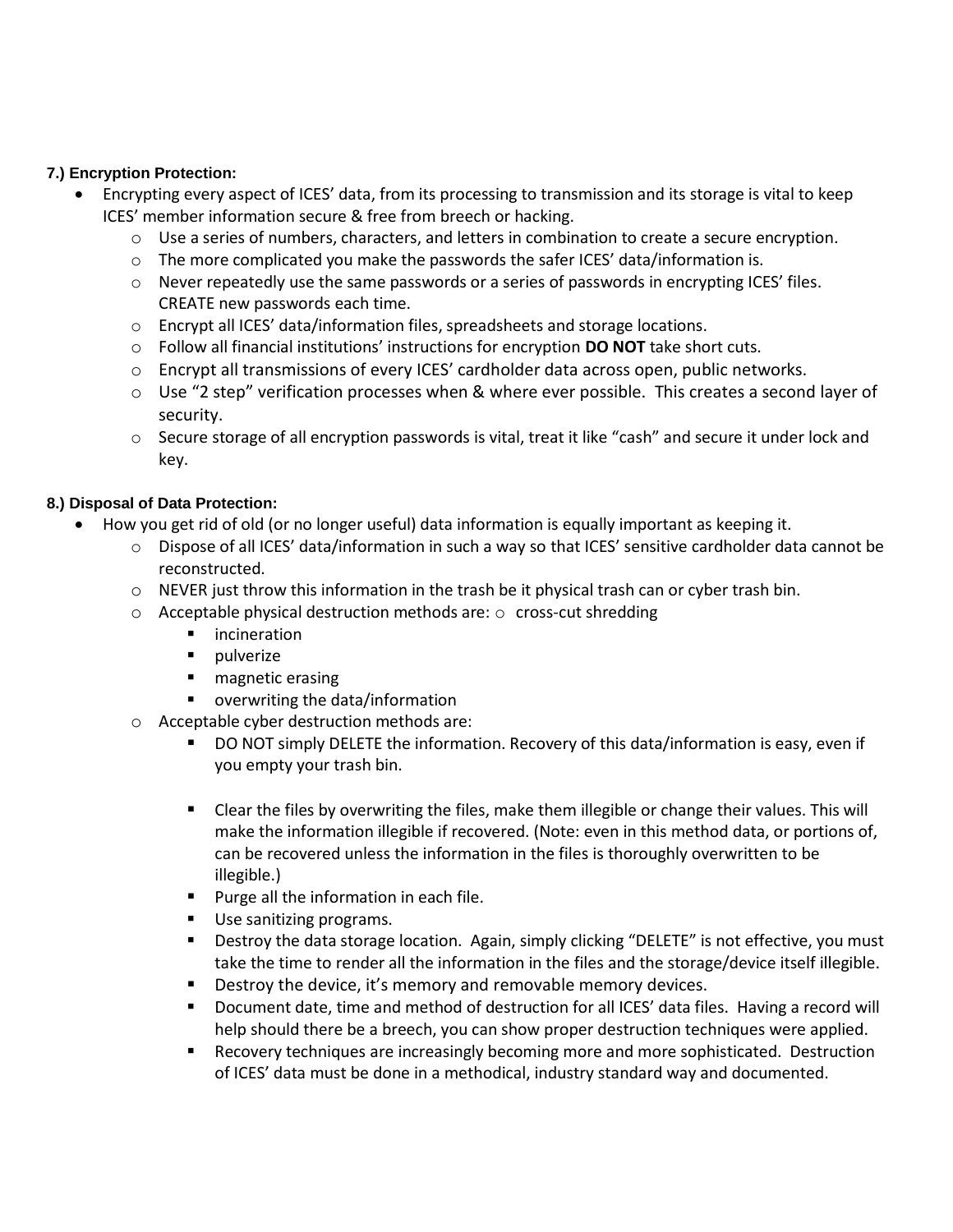**7.) Encryption Protection:**

- Encrypting every aspect of ICES' data, from its processing to transmission and its storage is vital to keep ICES' member information secure & free from breech or hacking.
  - Use a series of numbers, characters, and letters in combination to create a secure encryption.
  - The more complicated you make the passwords the safer ICES' data/information is.
  - Never repeatedly use the same passwords or a series of passwords in encrypting ICES' files. CREATE new passwords each time.
  - Encrypt all ICES' data/information files, spreadsheets and storage locations.
  - Follow all financial institutions' instructions for encryption **DO NOT** take short cuts.
  - Encrypt all transmissions of every ICES' cardholder data across open, public networks.
  - Use "2 step" verification processes when & where ever possible. This creates a second layer of security.
  - Secure storage of all encryption passwords is vital, treat it like "cash" and secure it under lock and key.

**8.) Disposal of Data Protection:**

- How you get rid of old (or no longer useful) data information is equally important as keeping it.
  - Dispose of all ICES' data/information in such a way so that ICES' sensitive cardholder data cannot be reconstructed.
  - NEVER just throw this information in the trash be it physical trash can or cyber trash bin.
  - Acceptable physical destruction methods are: ○ cross-cut shredding
    - incineration
    - pulverize
    - magnetic erasing
    - overwriting the data/information
  - Acceptable cyber destruction methods are:
    - DO NOT simply DELETE the information. Recovery of this data/information is easy, even if you empty your trash bin.
    - Clear the files by overwriting the files, make them illegible or change their values. This will make the information illegible if recovered. (Note: even in this method data, or portions of, can be recovered unless the information in the files is thoroughly overwritten to be illegible.)
    - Purge all the information in each file.
    - Use sanitizing programs.
    - Destroy the data storage location. Again, simply clicking "DELETE" is not effective, you must take the time to render all the information in the files and the storage/device itself illegible.
    - Destroy the device, it's memory and removable memory devices.
    - Document date, time and method of destruction for all ICES' data files. Having a record will help should there be a breech, you can show proper destruction techniques were applied.
    - Recovery techniques are increasingly becoming more and more sophisticated. Destruction of ICES' data must be done in a methodical, industry standard way and documented.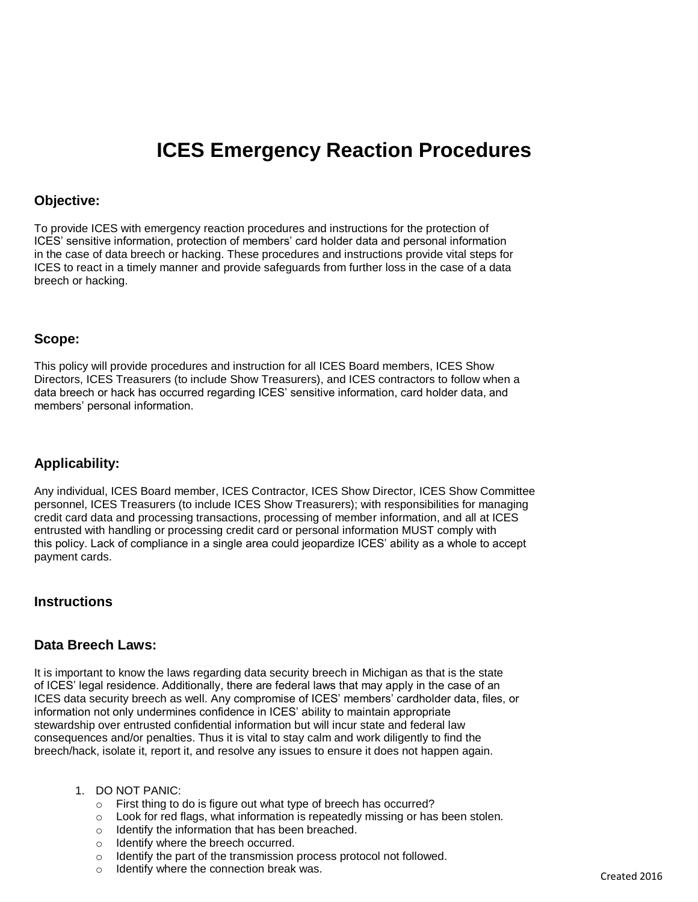# ICES Emergency Reaction Procedures

## Objective:

To provide ICES with emergency reaction procedures and instructions for the protection of ICES' sensitive information, protection of members' card holder data and personal information in the case of data breech or hacking. These procedures and instructions provide vital steps for ICES to react in a timely manner and provide safeguards from further loss in the case of a data breech or hacking.

## Scope:

This policy will provide procedures and instruction for all ICES Board members, ICES Show Directors, ICES Treasurers (to include Show Treasurers), and ICES contractors to follow when a data breech or hack has occurred regarding ICES' sensitive information, card holder data, and members' personal information.

## Applicability:

Any individual, ICES Board member, ICES Contractor, ICES Show Director, ICES Show Committee personnel, ICES Treasurers (to include ICES Show Treasurers); with responsibilities for managing credit card data and processing transactions, processing of member information, and all at ICES entrusted with handling or processing credit card or personal information MUST comply with this policy. Lack of compliance in a single area could jeopardize ICES' ability as a whole to accept payment cards.

## Instructions

## Data Breech Laws:

It is important to know the laws regarding data security breech in Michigan as that is the state of ICES' legal residence. Additionally, there are federal laws that may apply in the case of an ICES data security breech as well. Any compromise of ICES' members' cardholder data, files, or information not only undermines confidence in ICES' ability to maintain appropriate stewardship over entrusted confidential information but will incur state and federal law consequences and/or penalties. Thus it is vital to stay calm and work diligently to find the breech/hack, isolate it, report it, and resolve any issues to ensure it does not happen again.

1. DO NOT PANIC:
   - First thing to do is figure out what type of breech has occurred?
   - Look for red flags, what information is repeatedly missing or has been stolen.
   - Identify the information that has been breached.
   - Identify where the breech occurred.
   - Identify the part of the transmission process protocol not followed.
   - Identify where the connection break was.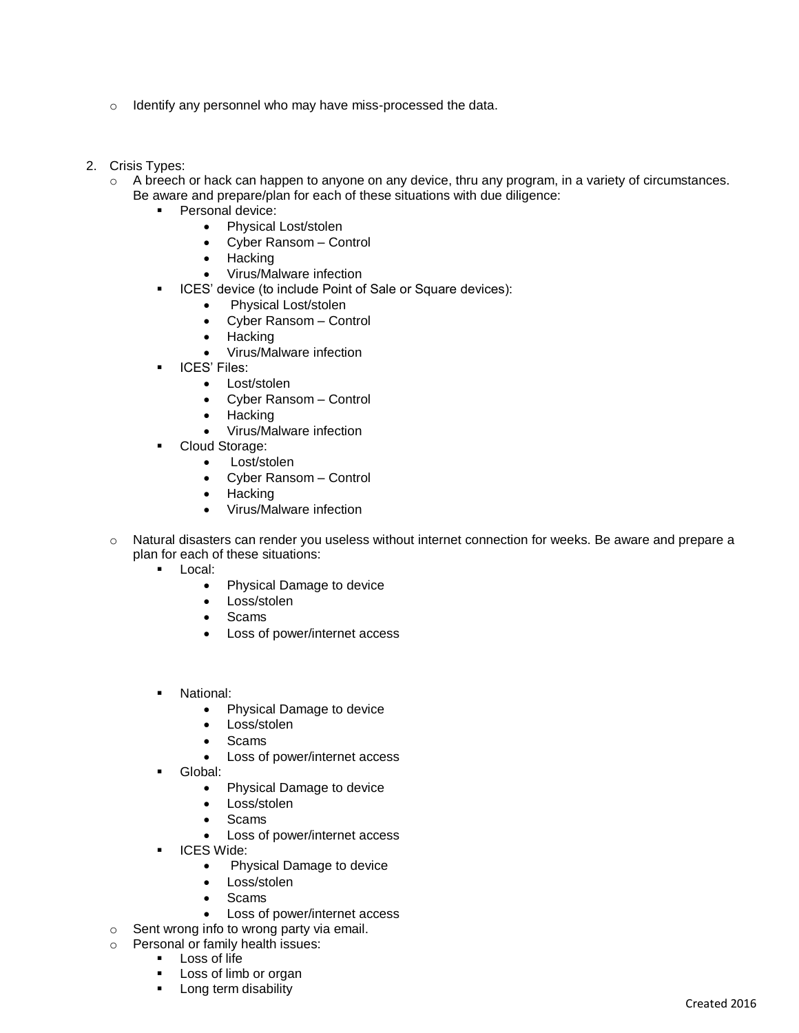- Identify any personnel who may have miss-processed the data.

2. Crisis Types:
   - A breech or hack can happen to anyone on any device, thru any program, in a variety of circumstances. Be aware and prepare/plan for each of these situations with due diligence:
     - Personal device:
       - Physical Lost/stolen
       - Cyber Ransom – Control
       - Hacking
       - Virus/Malware infection
     - ICES' device (to include Point of Sale or Square devices):
       - Physical Lost/stolen
       - Cyber Ransom – Control
       - Hacking
       - Virus/Malware infection
     - ICES' Files:
       - Lost/stolen
       - Cyber Ransom – Control
       - Hacking
       - Virus/Malware infection
     - Cloud Storage:
       - Lost/stolen
       - Cyber Ransom – Control
       - Hacking
       - Virus/Malware infection
   - Natural disasters can render you useless without internet connection for weeks. Be aware and prepare a plan for each of these situations:
     - Local:
       - Physical Damage to device
       - Loss/stolen
       - Scams
       - Loss of power/internet access
     - National:
       - Physical Damage to device
       - Loss/stolen
       - Scams
       - Loss of power/internet access
     - Global:
       - Physical Damage to device
       - Loss/stolen
       - Scams
       - Loss of power/internet access
     - ICES Wide:
       - Physical Damage to device
       - Loss/stolen
       - Scams
       - Loss of power/internet access
   - Sent wrong info to wrong party via email.
   - Personal or family health issues:
     - Loss of life
     - Loss of limb or organ
     - Long term disability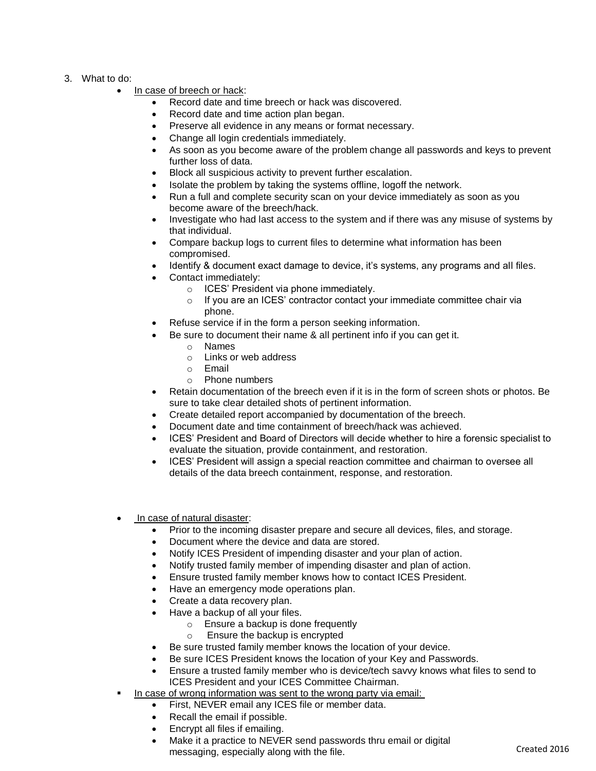3. What to do:
    - <u>In case of breech or hack</u>:
        - Record date and time breech or hack was discovered.
        - Record date and time action plan began.
        - Preserve all evidence in any means or format necessary.
        - Change all login credentials immediately.
        - As soon as you become aware of the problem change all passwords and keys to prevent further loss of data.
        - Block all suspicious activity to prevent further escalation.
        - Isolate the problem by taking the systems offline, logoff the network.
        - Run a full and complete security scan on your device immediately as soon as you become aware of the breech/hack.
        - Investigate who had last access to the system and if there was any misuse of systems by that individual.
        - Compare backup logs to current files to determine what information has been compromised.
        - Identify & document exact damage to device, it's systems, any programs and all files.
        - Contact immediately:
            - ICES' President via phone immediately.
            - If you are an ICES' contractor contact your immediate committee chair via phone.
        - Refuse service if in the form a person seeking information.
        - Be sure to document their name & all pertinent info if you can get it.
            - Names
            - Links or web address
            - Email
            - Phone numbers
        - Retain documentation of the breech even if it is in the form of screen shots or photos. Be sure to take clear detailed shots of pertinent information.
        - Create detailed report accompanied by documentation of the breech.
        - Document date and time containment of breech/hack was achieved.
        - ICES' President and Board of Directors will decide whether to hire a forensic specialist to evaluate the situation, provide containment, and restoration.
        - ICES' President will assign a special reaction committee and chairman to oversee all details of the data breech containment, response, and restoration.
    - <u>In case of natural disaster</u>:
        - Prior to the incoming disaster prepare and secure all devices, files, and storage.
        - Document where the device and data are stored.
        - Notify ICES President of impending disaster and your plan of action.
        - Notify trusted family member of impending disaster and plan of action.
        - Ensure trusted family member knows how to contact ICES President.
        - Have an emergency mode operations plan.
        - Create a data recovery plan.
        - Have a backup of all your files.
            - Ensure a backup is done frequently
            - Ensure the backup is encrypted
        - Be sure trusted family member knows the location of your device.
        - Be sure ICES President knows the location of your Key and Passwords.
        - Ensure a trusted family member who is device/tech savvy knows what files to send to ICES President and your ICES Committee Chairman.
    - <u>In case of wrong information was sent to the wrong party via email:</u>
        - First, NEVER email any ICES file or member data.
        - Recall the email if possible.
        - Encrypt all files if emailing.
        - Make it a practice to NEVER send passwords thru email or digital messaging, especially along with the file.

Created 2016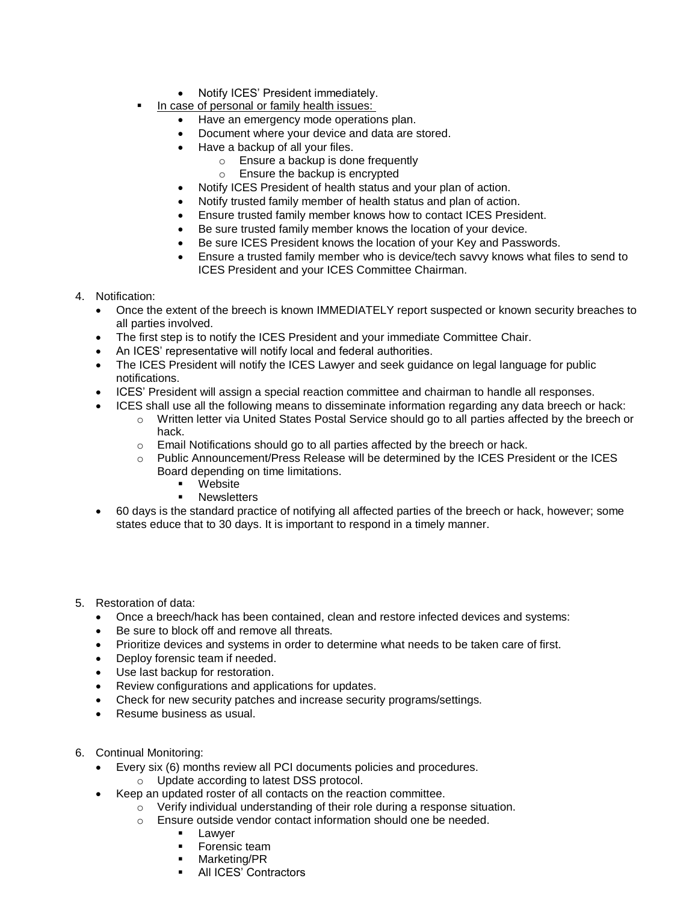- Notify ICES' President immediately.
  - <u>In case of personal or family health issues:</u>
      - Have an emergency mode operations plan.
      - Document where your device and data are stored.
      - Have a backup of all your files.
          - Ensure a backup is done frequently
          - Ensure the backup is encrypted
      - Notify ICES President of health status and your plan of action.
      - Notify trusted family member of health status and plan of action.
      - Ensure trusted family member knows how to contact ICES President.
      - Be sure trusted family member knows the location of your device.
      - Be sure ICES President knows the location of your Key and Passwords.
      - Ensure a trusted family member who is device/tech savvy knows what files to send to ICES President and your ICES Committee Chairman.

4. Notification:
    - Once the extent of the breech is known IMMEDIATELY report suspected or known security breaches to all parties involved.
    - The first step is to notify the ICES President and your immediate Committee Chair.
    - An ICES' representative will notify local and federal authorities.
    - The ICES President will notify the ICES Lawyer and seek guidance on legal language for public notifications.
    - ICES' President will assign a special reaction committee and chairman to handle all responses.
    - ICES shall use all the following means to disseminate information regarding any data breech or hack:
        - Written letter via United States Postal Service should go to all parties affected by the breech or hack.
        - Email Notifications should go to all parties affected by the breech or hack.
        - Public Announcement/Press Release will be determined by the ICES President or the ICES Board depending on time limitations.
            - Website
            - Newsletters
    - 60 days is the standard practice of notifying all affected parties of the breech or hack, however; some states educe that to 30 days. It is important to respond in a timely manner.

5. Restoration of data:
    - Once a breech/hack has been contained, clean and restore infected devices and systems:
    - Be sure to block off and remove all threats.
    - Prioritize devices and systems in order to determine what needs to be taken care of first.
    - Deploy forensic team if needed.
    - Use last backup for restoration.
    - Review configurations and applications for updates.
    - Check for new security patches and increase security programs/settings.
    - Resume business as usual.

6. Continual Monitoring:
    - Every six (6) months review all PCI documents policies and procedures.
        - Update according to latest DSS protocol.
    - Keep an updated roster of all contacts on the reaction committee.
        - Verify individual understanding of their role during a response situation.
        - Ensure outside vendor contact information should one be needed.
            - Lawyer
            - Forensic team
            - Marketing/PR
            - All ICES' Contractors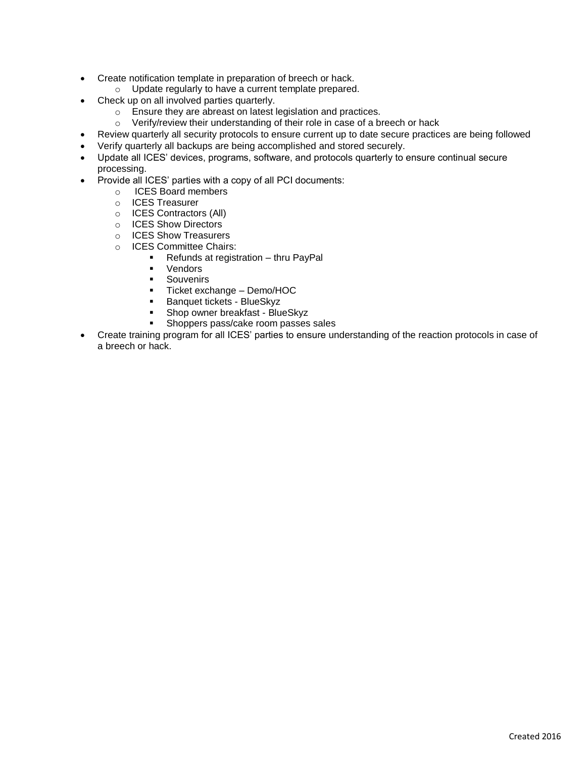- Create notification template in preparation of breech or hack.
  - Update regularly to have a current template prepared.
- Check up on all involved parties quarterly.
  - Ensure they are abreast on latest legislation and practices.
  - Verify/review their understanding of their role in case of a breech or hack
- Review quarterly all security protocols to ensure current up to date secure practices are being followed
- Verify quarterly all backups are being accomplished and stored securely.
- Update all ICES' devices, programs, software, and protocols quarterly to ensure continual secure processing.
- Provide all ICES' parties with a copy of all PCI documents:
  - ICES Board members
  - ICES Treasurer
  - ICES Contractors (All)
  - ICES Show Directors
  - ICES Show Treasurers
  - ICES Committee Chairs:
    - Refunds at registration – thru PayPal
    - Vendors
    - Souvenirs
    - Ticket exchange – Demo/HOC
    - Banquet tickets - BlueSkyz
    - Shop owner breakfast - BlueSkyz
    - Shoppers pass/cake room passes sales
- Create training program for all ICES' parties to ensure understanding of the reaction protocols in case of a breech or hack.

Created 2016